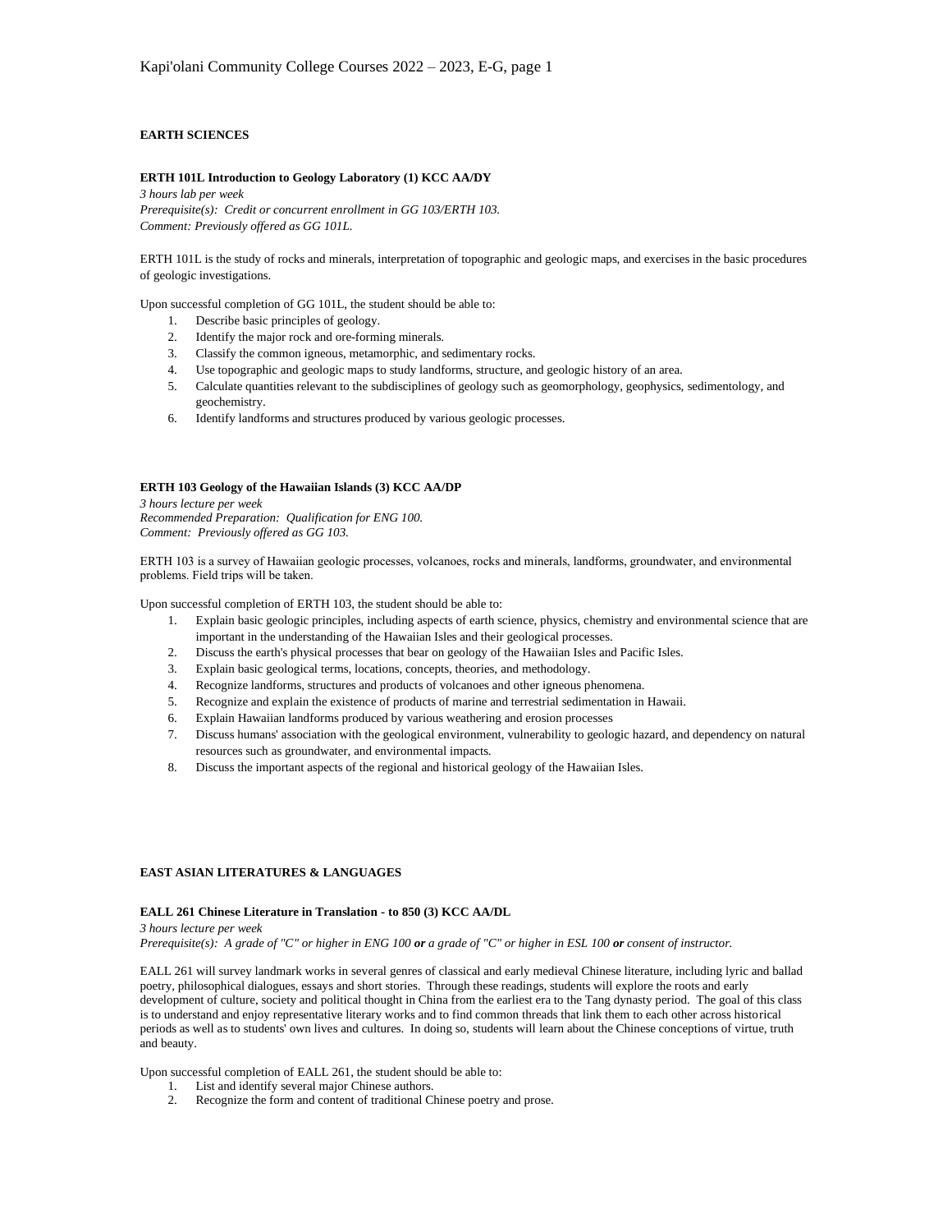## EARTH SCIENCES

### ERTH 101L Introduction to Geology Laboratory (1) KCC AA/DY

*3 hours lab per week*
*Prerequisite(s): Credit or concurrent enrollment in GG 103/ERTH 103.*
*Comment: Previously offered as GG 101L.*

ERTH 101L is the study of rocks and minerals, interpretation of topographic and geologic maps, and exercises in the basic procedures of geologic investigations.

Upon successful completion of GG 101L, the student should be able to:

1. Describe basic principles of geology.
2. Identify the major rock and ore-forming minerals.
3. Classify the common igneous, metamorphic, and sedimentary rocks.
4. Use topographic and geologic maps to study landforms, structure, and geologic history of an area.
5. Calculate quantities relevant to the subdisciplines of geology such as geomorphology, geophysics, sedimentology, and geochemistry.
6. Identify landforms and structures produced by various geologic processes.

### ERTH 103 Geology of the Hawaiian Islands (3) KCC AA/DP

*3 hours lecture per week*
*Recommended Preparation: Qualification for ENG 100.*
*Comment: Previously offered as GG 103.*

ERTH 103 is a survey of Hawaiian geologic processes, volcanoes, rocks and minerals, landforms, groundwater, and environmental problems. Field trips will be taken.

Upon successful completion of ERTH 103, the student should be able to:

1. Explain basic geologic principles, including aspects of earth science, physics, chemistry and environmental science that are important in the understanding of the Hawaiian Isles and their geological processes.
2. Discuss the earth's physical processes that bear on geology of the Hawaiian Isles and Pacific Isles.
3. Explain basic geological terms, locations, concepts, theories, and methodology.
4. Recognize landforms, structures and products of volcanoes and other igneous phenomena.
5. Recognize and explain the existence of products of marine and terrestrial sedimentation in Hawaii.
6. Explain Hawaiian landforms produced by various weathering and erosion processes
7. Discuss humans' association with the geological environment, vulnerability to geologic hazard, and dependency on natural resources such as groundwater, and environmental impacts.
8. Discuss the important aspects of the regional and historical geology of the Hawaiian Isles.

## EAST ASIAN LITERATURES & LANGUAGES

### EALL 261 Chinese Literature in Translation - to 850 (3) KCC AA/DL

*3 hours lecture per week*
*Prerequisite(s): A grade of "C" or higher in ENG 100 **or** a grade of "C" or higher in ESL 100 **or** consent of instructor.*

EALL 261 will survey landmark works in several genres of classical and early medieval Chinese literature, including lyric and ballad poetry, philosophical dialogues, essays and short stories. Through these readings, students will explore the roots and early development of culture, society and political thought in China from the earliest era to the Tang dynasty period. The goal of this class is to understand and enjoy representative literary works and to find common threads that link them to each other across historical periods as well as to students' own lives and cultures. In doing so, students will learn about the Chinese conceptions of virtue, truth and beauty.

Upon successful completion of EALL 261, the student should be able to:

1. List and identify several major Chinese authors.
2. Recognize the form and content of traditional Chinese poetry and prose.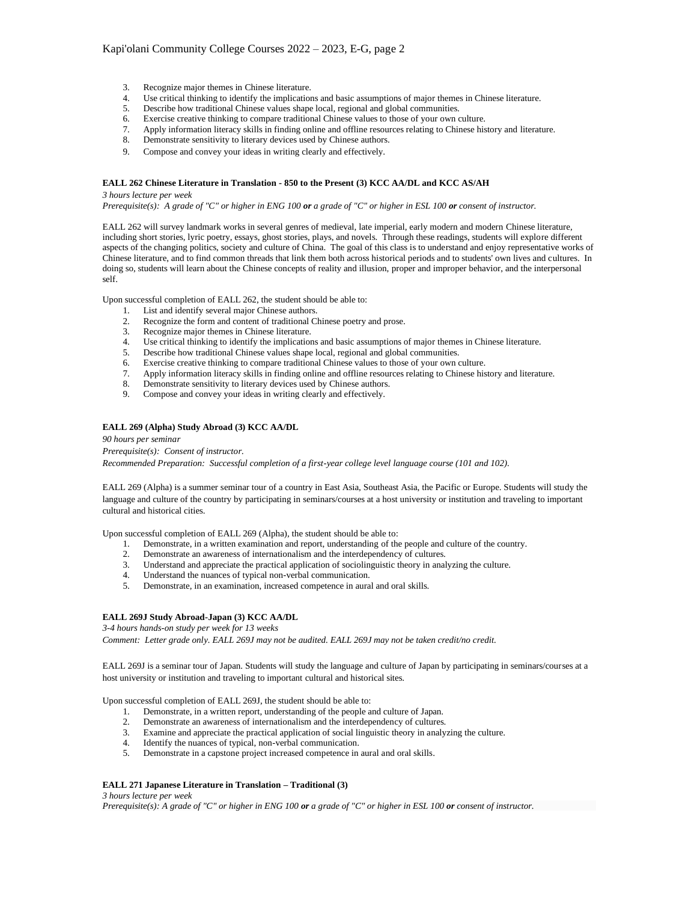3. Recognize major themes in Chinese literature.
4. Use critical thinking to identify the implications and basic assumptions of major themes in Chinese literature.
5. Describe how traditional Chinese values shape local, regional and global communities.
6. Exercise creative thinking to compare traditional Chinese values to those of your own culture.
7. Apply information literacy skills in finding online and offline resources relating to Chinese history and literature.
8. Demonstrate sensitivity to literary devices used by Chinese authors.
9. Compose and convey your ideas in writing clearly and effectively.

**EALL 262 Chinese Literature in Translation - 850 to the Present (3) KCC AA/DL and KCC AS/AH**

*3 hours lecture per week*

*Prerequisite(s): A grade of "C" or higher in ENG 100 **or** a grade of "C" or higher in ESL 100 **or** consent of instructor.*

EALL 262 will survey landmark works in several genres of medieval, late imperial, early modern and modern Chinese literature, including short stories, lyric poetry, essays, ghost stories, plays, and novels. Through these readings, students will explore different aspects of the changing politics, society and culture of China. The goal of this class is to understand and enjoy representative works of Chinese literature, and to find common threads that link them both across historical periods and to students' own lives and cultures. In doing so, students will learn about the Chinese concepts of reality and illusion, proper and improper behavior, and the interpersonal self.

Upon successful completion of EALL 262, the student should be able to:

1. List and identify several major Chinese authors.
2. Recognize the form and content of traditional Chinese poetry and prose.
3. Recognize major themes in Chinese literature.
4. Use critical thinking to identify the implications and basic assumptions of major themes in Chinese literature.
5. Describe how traditional Chinese values shape local, regional and global communities.
6. Exercise creative thinking to compare traditional Chinese values to those of your own culture.
7. Apply information literacy skills in finding online and offline resources relating to Chinese history and literature.
8. Demonstrate sensitivity to literary devices used by Chinese authors.
9. Compose and convey your ideas in writing clearly and effectively.

**EALL 269 (Alpha) Study Abroad (3) KCC AA/DL**

*90 hours per seminar*

*Prerequisite(s): Consent of instructor.*

*Recommended Preparation: Successful completion of a first-year college level language course (101 and 102).*

EALL 269 (Alpha) is a summer seminar tour of a country in East Asia, Southeast Asia, the Pacific or Europe. Students will study the language and culture of the country by participating in seminars/courses at a host university or institution and traveling to important cultural and historical cities.

Upon successful completion of EALL 269 (Alpha), the student should be able to:

1. Demonstrate, in a written examination and report, understanding of the people and culture of the country.
2. Demonstrate an awareness of internationalism and the interdependency of cultures.
3. Understand and appreciate the practical application of sociolinguistic theory in analyzing the culture.
4. Understand the nuances of typical non-verbal communication.
5. Demonstrate, in an examination, increased competence in aural and oral skills.

**EALL 269J Study Abroad-Japan (3) KCC AA/DL**

*3-4 hours hands-on study per week for 13 weeks*

*Comment: Letter grade only. EALL 269J may not be audited. EALL 269J may not be taken credit/no credit.*

EALL 269J is a seminar tour of Japan. Students will study the language and culture of Japan by participating in seminars/courses at a host university or institution and traveling to important cultural and historical sites.

Upon successful completion of EALL 269J, the student should be able to:

1. Demonstrate, in a written report, understanding of the people and culture of Japan.
2. Demonstrate an awareness of internationalism and the interdependency of cultures.
3. Examine and appreciate the practical application of social linguistic theory in analyzing the culture.
4. Identify the nuances of typical, non-verbal communication.
5. Demonstrate in a capstone project increased competence in aural and oral skills.

**EALL 271 Japanese Literature in Translation – Traditional (3)**

*3 hours lecture per week*

*Prerequisite(s): A grade of "C" or higher in ENG 100 **or** a grade of "C" or higher in ESL 100 **or** consent of instructor.*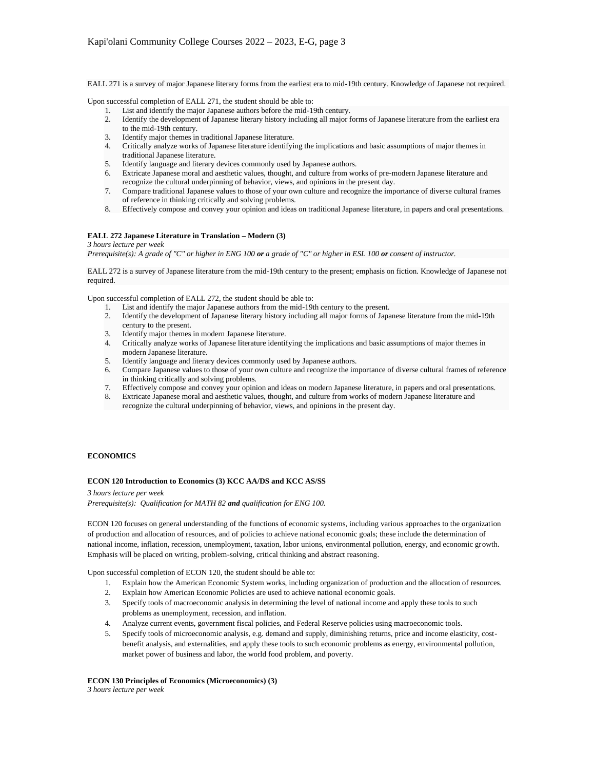EALL 271 is a survey of major Japanese literary forms from the earliest era to mid-19th century. Knowledge of Japanese not required.

Upon successful completion of EALL 271, the student should be able to:

1. List and identify the major Japanese authors before the mid-19th century.
2. Identify the development of Japanese literary history including all major forms of Japanese literature from the earliest era to the mid-19th century.
3. Identify major themes in traditional Japanese literature.
4. Critically analyze works of Japanese literature identifying the implications and basic assumptions of major themes in traditional Japanese literature.
5. Identify language and literary devices commonly used by Japanese authors.
6. Extricate Japanese moral and aesthetic values, thought, and culture from works of pre-modern Japanese literature and recognize the cultural underpinning of behavior, views, and opinions in the present day.
7. Compare traditional Japanese values to those of your own culture and recognize the importance of diverse cultural frames of reference in thinking critically and solving problems.
8. Effectively compose and convey your opinion and ideas on traditional Japanese literature, in papers and oral presentations.

**EALL 272 Japanese Literature in Translation – Modern (3)**

*3 hours lecture per week*

*Prerequisite(s): A grade of "C" or higher in ENG 100* ***or*** *a grade of "C" or higher in ESL 100* ***or*** *consent of instructor.*

EALL 272 is a survey of Japanese literature from the mid-19th century to the present; emphasis on fiction. Knowledge of Japanese not required.

Upon successful completion of EALL 272, the student should be able to:

1. List and identify the major Japanese authors from the mid-19th century to the present.
2. Identify the development of Japanese literary history including all major forms of Japanese literature from the mid-19th century to the present.
3. Identify major themes in modern Japanese literature.
4. Critically analyze works of Japanese literature identifying the implications and basic assumptions of major themes in modern Japanese literature.
5. Identify language and literary devices commonly used by Japanese authors.
6. Compare Japanese values to those of your own culture and recognize the importance of diverse cultural frames of reference in thinking critically and solving problems.
7. Effectively compose and convey your opinion and ideas on modern Japanese literature, in papers and oral presentations.
8. Extricate Japanese moral and aesthetic values, thought, and culture from works of modern Japanese literature and recognize the cultural underpinning of behavior, views, and opinions in the present day.

## ECONOMICS

**ECON 120 Introduction to Economics (3) KCC AA/DS and KCC AS/SS**

*3 hours lecture per week*

*Prerequisite(s): Qualification for MATH 82* ***and*** *qualification for ENG 100.*

ECON 120 focuses on general understanding of the functions of economic systems, including various approaches to the organization of production and allocation of resources, and of policies to achieve national economic goals; these include the determination of national income, inflation, recession, unemployment, taxation, labor unions, environmental pollution, energy, and economic growth. Emphasis will be placed on writing, problem-solving, critical thinking and abstract reasoning.

Upon successful completion of ECON 120, the student should be able to:

1. Explain how the American Economic System works, including organization of production and the allocation of resources.
2. Explain how American Economic Policies are used to achieve national economic goals.
3. Specify tools of macroeconomic analysis in determining the level of national income and apply these tools to such problems as unemployment, recession, and inflation.
4. Analyze current events, government fiscal policies, and Federal Reserve policies using macroeconomic tools.
5. Specify tools of microeconomic analysis, e.g. demand and supply, diminishing returns, price and income elasticity, cost-benefit analysis, and externalities, and apply these tools to such economic problems as energy, environmental pollution, market power of business and labor, the world food problem, and poverty.

**ECON 130 Principles of Economics (Microeconomics) (3)**

*3 hours lecture per week*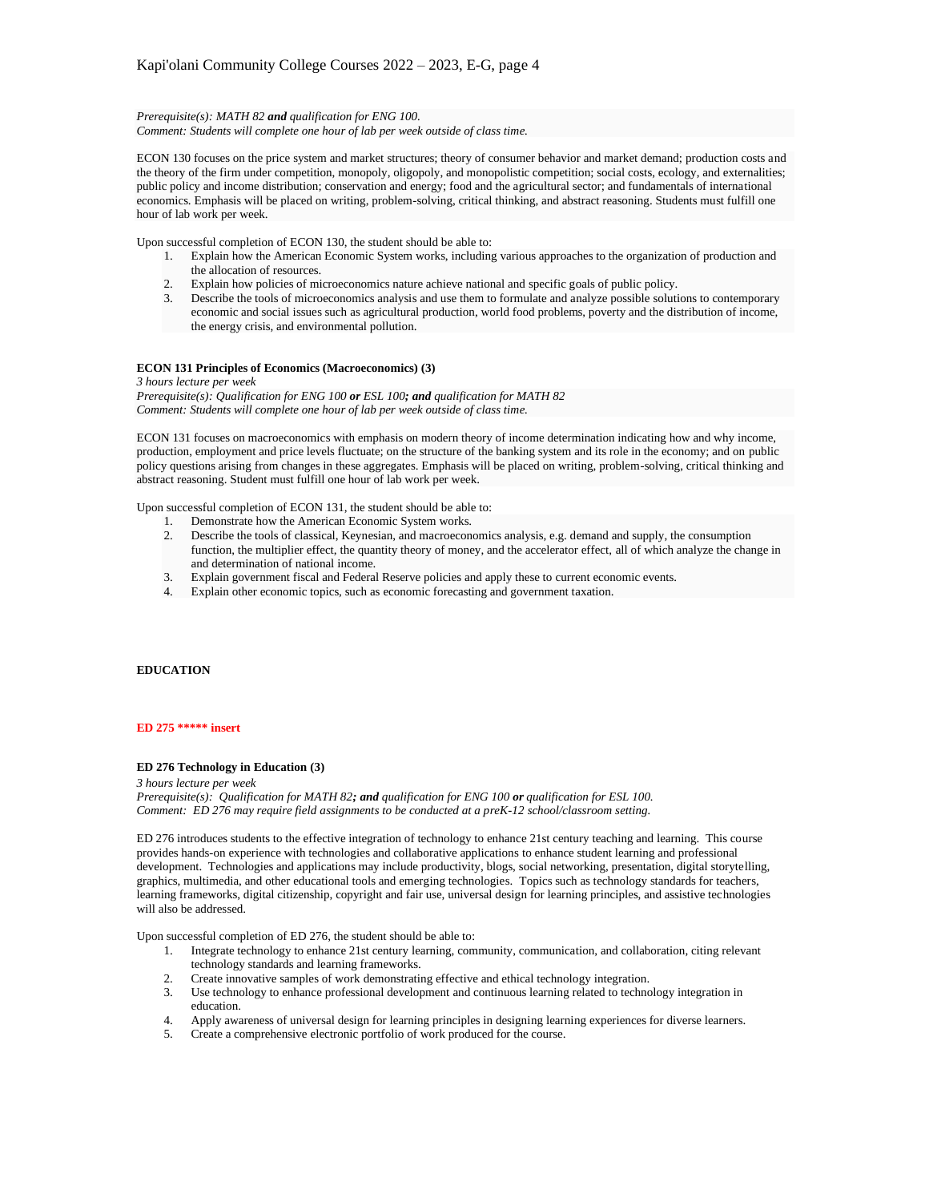*Prerequisite(s): MATH 82 **and** qualification for ENG 100.*
*Comment: Students will complete one hour of lab per week outside of class time.*

ECON 130 focuses on the price system and market structures; theory of consumer behavior and market demand; production costs and the theory of the firm under competition, monopoly, oligopoly, and monopolistic competition; social costs, ecology, and externalities; public policy and income distribution; conservation and energy; food and the agricultural sector; and fundamentals of international economics. Emphasis will be placed on writing, problem-solving, critical thinking, and abstract reasoning. Students must fulfill one hour of lab work per week.

Upon successful completion of ECON 130, the student should be able to:

1. Explain how the American Economic System works, including various approaches to the organization of production and the allocation of resources.
2. Explain how policies of microeconomics nature achieve national and specific goals of public policy.
3. Describe the tools of microeconomics analysis and use them to formulate and analyze possible solutions to contemporary economic and social issues such as agricultural production, world food problems, poverty and the distribution of income, the energy crisis, and environmental pollution.

**ECON 131 Principles of Economics (Macroeconomics) (3)**
*3 hours lecture per week*
*Prerequisite(s): Qualification for ENG 100 **or** ESL 100**; and** qualification for MATH 82*
*Comment: Students will complete one hour of lab per week outside of class time.*

ECON 131 focuses on macroeconomics with emphasis on modern theory of income determination indicating how and why income, production, employment and price levels fluctuate; on the structure of the banking system and its role in the economy; and on public policy questions arising from changes in these aggregates. Emphasis will be placed on writing, problem-solving, critical thinking and abstract reasoning. Student must fulfill one hour of lab work per week.

Upon successful completion of ECON 131, the student should be able to:

1. Demonstrate how the American Economic System works.
2. Describe the tools of classical, Keynesian, and macroeconomics analysis, e.g. demand and supply, the consumption function, the multiplier effect, the quantity theory of money, and the accelerator effect, all of which analyze the change in and determination of national income.
3. Explain government fiscal and Federal Reserve policies and apply these to current economic events.
4. Explain other economic topics, such as economic forecasting and government taxation.

**EDUCATION**

**ED 275 ***** insert**

**ED 276 Technology in Education (3)**
*3 hours lecture per week*
*Prerequisite(s): Qualification for MATH 82**; and** qualification for ENG 100 **or** qualification for ESL 100.*
*Comment: ED 276 may require field assignments to be conducted at a preK-12 school/classroom setting.*

ED 276 introduces students to the effective integration of technology to enhance 21st century teaching and learning. This course provides hands-on experience with technologies and collaborative applications to enhance student learning and professional development. Technologies and applications may include productivity, blogs, social networking, presentation, digital storytelling, graphics, multimedia, and other educational tools and emerging technologies. Topics such as technology standards for teachers, learning frameworks, digital citizenship, copyright and fair use, universal design for learning principles, and assistive technologies will also be addressed.

Upon successful completion of ED 276, the student should be able to:

1. Integrate technology to enhance 21st century learning, community, communication, and collaboration, citing relevant technology standards and learning frameworks.
2. Create innovative samples of work demonstrating effective and ethical technology integration.
3. Use technology to enhance professional development and continuous learning related to technology integration in education.
4. Apply awareness of universal design for learning principles in designing learning experiences for diverse learners.
5. Create a comprehensive electronic portfolio of work produced for the course.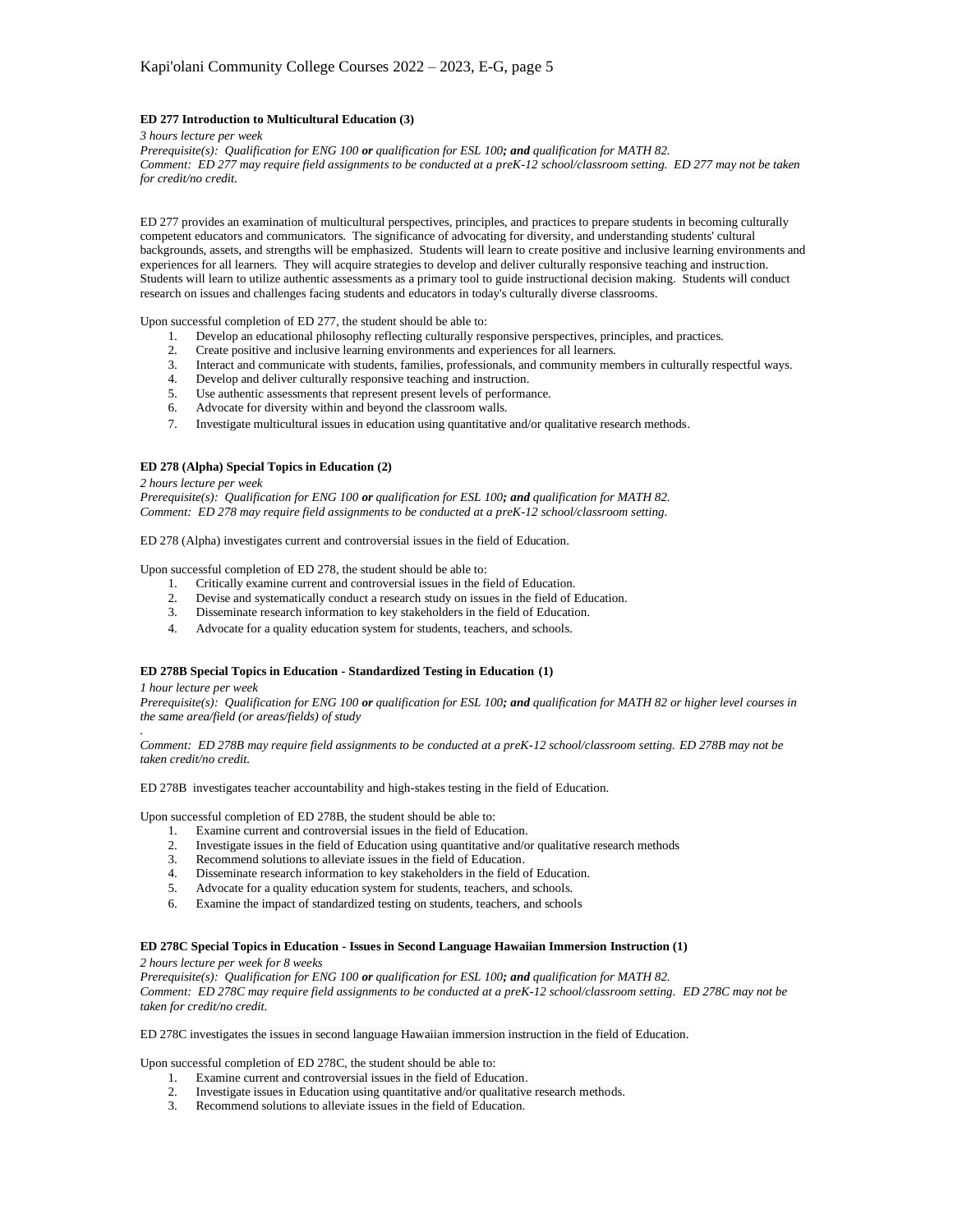**ED 277 Introduction to Multicultural Education (3)**

*3 hours lecture per week*
*Prerequisite(s): Qualification for ENG 100* ***or*** *qualification for ESL 100****; and*** *qualification for MATH 82.*
*Comment: ED 277 may require field assignments to be conducted at a preK-12 school/classroom setting. ED 277 may not be taken for credit/no credit.*

ED 277 provides an examination of multicultural perspectives, principles, and practices to prepare students in becoming culturally competent educators and communicators. The significance of advocating for diversity, and understanding students' cultural backgrounds, assets, and strengths will be emphasized. Students will learn to create positive and inclusive learning environments and experiences for all learners. They will acquire strategies to develop and deliver culturally responsive teaching and instruction. Students will learn to utilize authentic assessments as a primary tool to guide instructional decision making. Students will conduct research on issues and challenges facing students and educators in today's culturally diverse classrooms.

Upon successful completion of ED 277, the student should be able to:

1. Develop an educational philosophy reflecting culturally responsive perspectives, principles, and practices.
2. Create positive and inclusive learning environments and experiences for all learners.
3. Interact and communicate with students, families, professionals, and community members in culturally respectful ways.
4. Develop and deliver culturally responsive teaching and instruction.
5. Use authentic assessments that represent present levels of performance.
6. Advocate for diversity within and beyond the classroom walls.
7. Investigate multicultural issues in education using quantitative and/or qualitative research methods.

**ED 278 (Alpha) Special Topics in Education (2)**

*2 hours lecture per week*
*Prerequisite(s): Qualification for ENG 100* ***or*** *qualification for ESL 100****; and*** *qualification for MATH 82.*
*Comment: ED 278 may require field assignments to be conducted at a preK-12 school/classroom setting.*

ED 278 (Alpha) investigates current and controversial issues in the field of Education.

Upon successful completion of ED 278, the student should be able to:

1. Critically examine current and controversial issues in the field of Education.
2. Devise and systematically conduct a research study on issues in the field of Education.
3. Disseminate research information to key stakeholders in the field of Education.
4. Advocate for a quality education system for students, teachers, and schools.

**ED 278B Special Topics in Education - Standardized Testing in Education (1)**

*1 hour lecture per week*
*Prerequisite(s): Qualification for ENG 100* ***or*** *qualification for ESL 100****; and*** *qualification for MATH 82 or higher level courses in the same area/field (or areas/fields) of study*
*.*
*Comment: ED 278B may require field assignments to be conducted at a preK-12 school/classroom setting. ED 278B may not be taken credit/no credit.*

ED 278B investigates teacher accountability and high-stakes testing in the field of Education.

Upon successful completion of ED 278B, the student should be able to:

1. Examine current and controversial issues in the field of Education.
2. Investigate issues in the field of Education using quantitative and/or qualitative research methods
3. Recommend solutions to alleviate issues in the field of Education.
4. Disseminate research information to key stakeholders in the field of Education.
5. Advocate for a quality education system for students, teachers, and schools.
6. Examine the impact of standardized testing on students, teachers, and schools

**ED 278C Special Topics in Education - Issues in Second Language Hawaiian Immersion Instruction (1)**

*2 hours lecture per week for 8 weeks*
*Prerequisite(s): Qualification for ENG 100* ***or*** *qualification for ESL 100****; and*** *qualification for MATH 82.*
*Comment: ED 278C may require field assignments to be conducted at a preK-12 school/classroom setting. ED 278C may not be taken for credit/no credit.*

ED 278C investigates the issues in second language Hawaiian immersion instruction in the field of Education.

Upon successful completion of ED 278C, the student should be able to:

1. Examine current and controversial issues in the field of Education.
2. Investigate issues in Education using quantitative and/or qualitative research methods.
3. Recommend solutions to alleviate issues in the field of Education.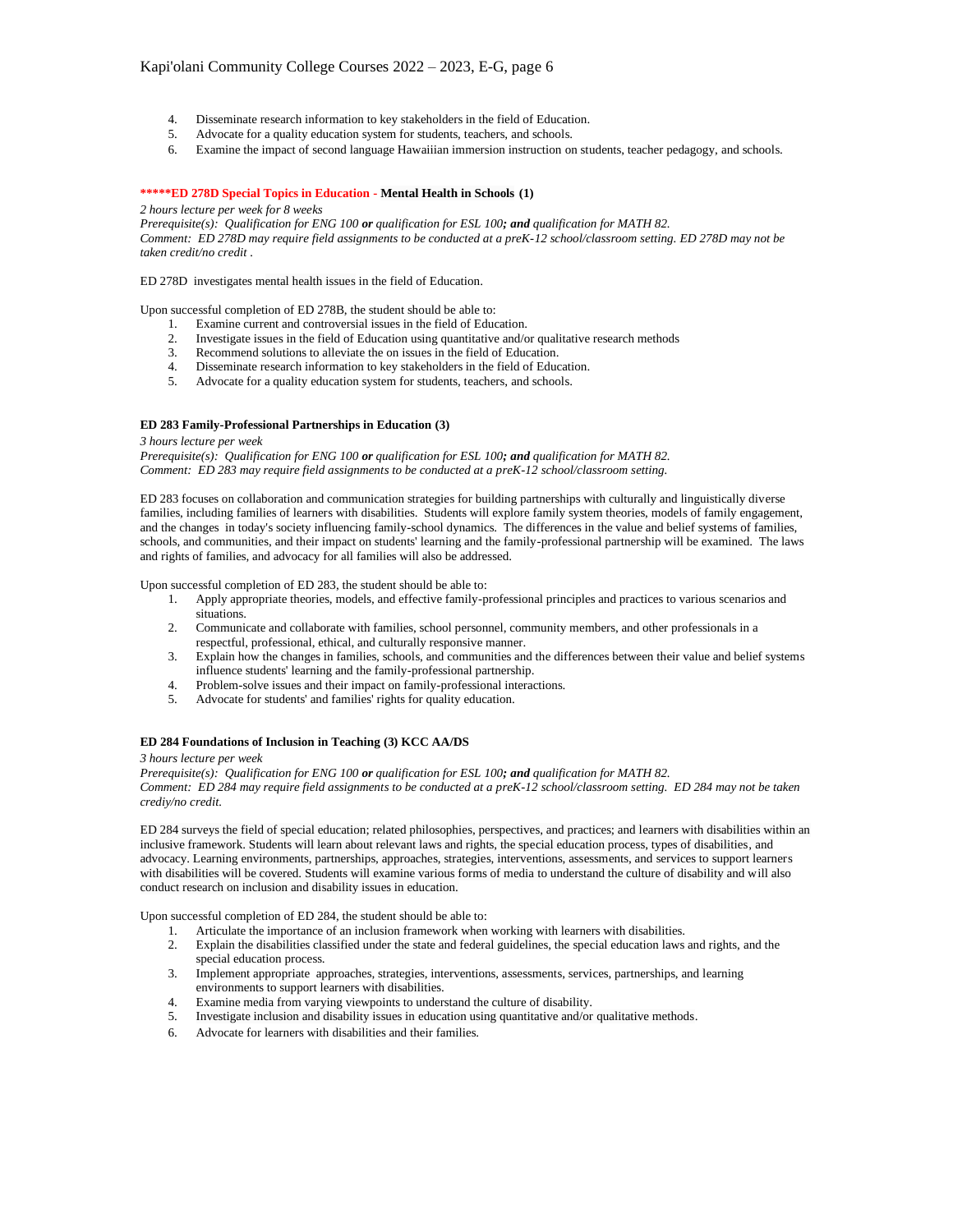4. Disseminate research information to key stakeholders in the field of Education.
5. Advocate for a quality education system for students, teachers, and schools.
6. Examine the impact of second language Hawaiiian immersion instruction on students, teacher pedagogy, and schools.

### *****ED 278D Special Topics in Education - Mental Health in Schools (1)

*2 hours lecture per week for 8 weeks*
*Prerequisite(s): Qualification for ENG 100* ***or*** *qualification for ESL 100**; and** qualification for MATH 82.*
*Comment: ED 278D may require field assignments to be conducted at a preK-12 school/classroom setting. ED 278D may not be taken credit/no credit .*

ED 278D investigates mental health issues in the field of Education.

Upon successful completion of ED 278B, the student should be able to:

1. Examine current and controversial issues in the field of Education.
2. Investigate issues in the field of Education using quantitative and/or qualitative research methods
3. Recommend solutions to alleviate the on issues in the field of Education.
4. Disseminate research information to key stakeholders in the field of Education.
5. Advocate for a quality education system for students, teachers, and schools.

### ED 283 Family-Professional Partnerships in Education (3)

*3 hours lecture per week*
*Prerequisite(s): Qualification for ENG 100* ***or*** *qualification for ESL 100**; and** qualification for MATH 82.*
*Comment: ED 283 may require field assignments to be conducted at a preK-12 school/classroom setting.*

ED 283 focuses on collaboration and communication strategies for building partnerships with culturally and linguistically diverse families, including families of learners with disabilities. Students will explore family system theories, models of family engagement, and the changes in today's society influencing family-school dynamics. The differences in the value and belief systems of families, schools, and communities, and their impact on students' learning and the family-professional partnership will be examined. The laws and rights of families, and advocacy for all families will also be addressed.

Upon successful completion of ED 283, the student should be able to:

1. Apply appropriate theories, models, and effective family-professional principles and practices to various scenarios and situations.
2. Communicate and collaborate with families, school personnel, community members, and other professionals in a respectful, professional, ethical, and culturally responsive manner.
3. Explain how the changes in families, schools, and communities and the differences between their value and belief systems influence students' learning and the family-professional partnership.
4. Problem-solve issues and their impact on family-professional interactions.
5. Advocate for students' and families' rights for quality education.

### ED 284 Foundations of Inclusion in Teaching (3) KCC AA/DS

*3 hours lecture per week*
*Prerequisite(s): Qualification for ENG 100* ***or*** *qualification for ESL 100**; and** qualification for MATH 82.*
*Comment: ED 284 may require field assignments to be conducted at a preK-12 school/classroom setting. ED 284 may not be taken crediy/no credit.*

ED 284 surveys the field of special education; related philosophies, perspectives, and practices; and learners with disabilities within an inclusive framework. Students will learn about relevant laws and rights, the special education process, types of disabilities, and advocacy. Learning environments, partnerships, approaches, strategies, interventions, assessments, and services to support learners with disabilities will be covered. Students will examine various forms of media to understand the culture of disability and will also conduct research on inclusion and disability issues in education.

Upon successful completion of ED 284, the student should be able to:

1. Articulate the importance of an inclusion framework when working with learners with disabilities.
2. Explain the disabilities classified under the state and federal guidelines, the special education laws and rights, and the special education process.
3. Implement appropriate approaches, strategies, interventions, assessments, services, partnerships, and learning environments to support learners with disabilities.
4. Examine media from varying viewpoints to understand the culture of disability.
5. Investigate inclusion and disability issues in education using quantitative and/or qualitative methods.
6. Advocate for learners with disabilities and their families.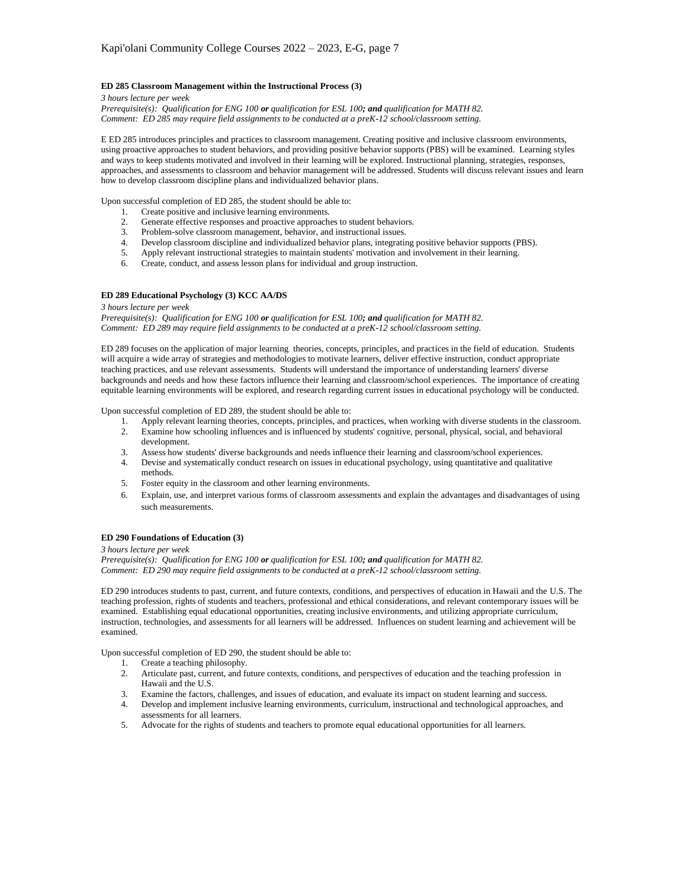**ED 285 Classroom Management within the Instructional Process (3)**

*3 hours lecture per week*
*Prerequisite(s): Qualification for ENG 100 **or** qualification for ESL 100**; and** qualification for MATH 82.*
*Comment: ED 285 may require field assignments to be conducted at a preK-12 school/classroom setting.*

E ED 285 introduces principles and practices to classroom management. Creating positive and inclusive classroom environments, using proactive approaches to student behaviors, and providing positive behavior supports (PBS) will be examined. Learning styles and ways to keep students motivated and involved in their learning will be explored. Instructional planning, strategies, responses, approaches, and assessments to classroom and behavior management will be addressed. Students will discuss relevant issues and learn how to develop classroom discipline plans and individualized behavior plans.

Upon successful completion of ED 285, the student should be able to:

1. Create positive and inclusive learning environments.
2. Generate effective responses and proactive approaches to student behaviors.
3. Problem-solve classroom management, behavior, and instructional issues.
4. Develop classroom discipline and individualized behavior plans, integrating positive behavior supports (PBS).
5. Apply relevant instructional strategies to maintain students' motivation and involvement in their learning.
6. Create, conduct, and assess lesson plans for individual and group instruction.

**ED 289 Educational Psychology (3) KCC AA/DS**

*3 hours lecture per week*
*Prerequisite(s): Qualification for ENG 100 **or** qualification for ESL 100**; and** qualification for MATH 82.*
*Comment: ED 289 may require field assignments to be conducted at a preK-12 school/classroom setting.*

ED 289 focuses on the application of major learning theories, concepts, principles, and practices in the field of education. Students will acquire a wide array of strategies and methodologies to motivate learners, deliver effective instruction, conduct appropriate teaching practices, and use relevant assessments. Students will understand the importance of understanding learners' diverse backgrounds and needs and how these factors influence their learning and classroom/school experiences. The importance of creating equitable learning environments will be explored, and research regarding current issues in educational psychology will be conducted.

Upon successful completion of ED 289, the student should be able to:

1. Apply relevant learning theories, concepts, principles, and practices, when working with diverse students in the classroom.
2. Examine how schooling influences and is influenced by students' cognitive, personal, physical, social, and behavioral development.
3. Assess how students' diverse backgrounds and needs influence their learning and classroom/school experiences.
4. Devise and systematically conduct research on issues in educational psychology, using quantitative and qualitative methods.
5. Foster equity in the classroom and other learning environments.
6. Explain, use, and interpret various forms of classroom assessments and explain the advantages and disadvantages of using such measurements.

**ED 290 Foundations of Education (3)**

*3 hours lecture per week*
*Prerequisite(s): Qualification for ENG 100 **or** qualification for ESL 100**; and** qualification for MATH 82.*
*Comment: ED 290 may require field assignments to be conducted at a preK-12 school/classroom setting.*

ED 290 introduces students to past, current, and future contexts, conditions, and perspectives of education in Hawaii and the U.S. The teaching profession, rights of students and teachers, professional and ethical considerations, and relevant contemporary issues will be examined. Establishing equal educational opportunities, creating inclusive environments, and utilizing appropriate curriculum, instruction, technologies, and assessments for all learners will be addressed. Influences on student learning and achievement will be examined.

Upon successful completion of ED 290, the student should be able to:

1. Create a teaching philosophy.
2. Articulate past, current, and future contexts, conditions, and perspectives of education and the teaching profession in Hawaii and the U.S.
3. Examine the factors, challenges, and issues of education, and evaluate its impact on student learning and success.
4. Develop and implement inclusive learning environments, curriculum, instructional and technological approaches, and assessments for all learners.
5. Advocate for the rights of students and teachers to promote equal educational opportunities for all learners.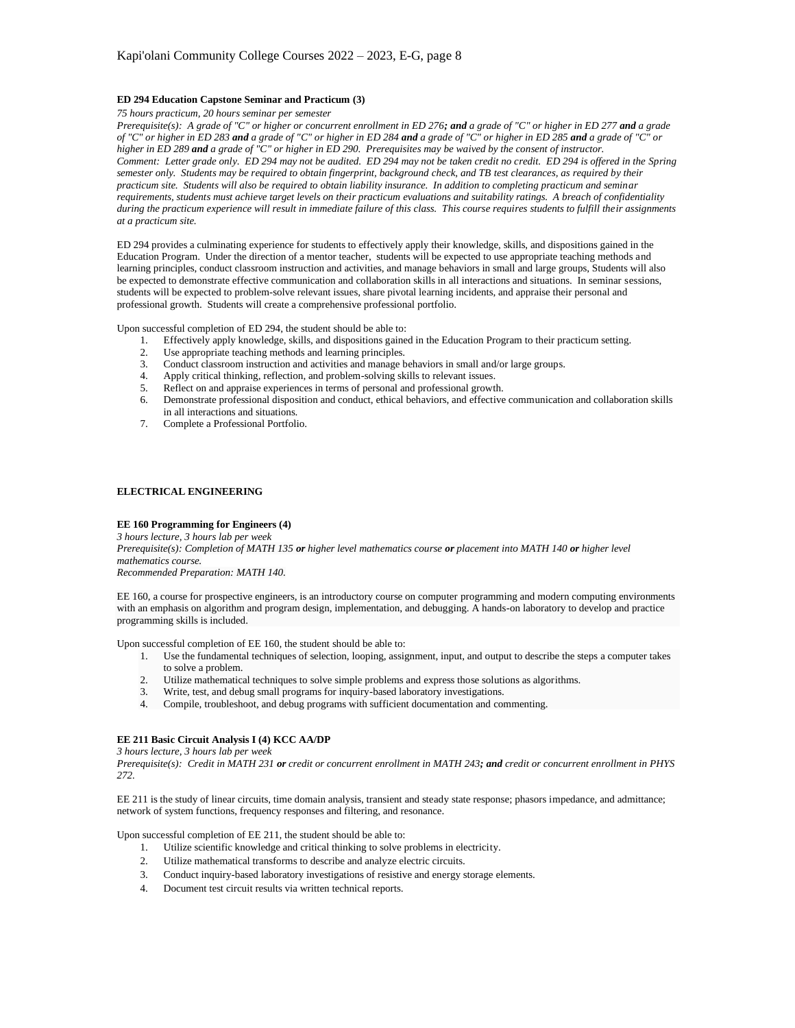**ED 294 Education Capstone Seminar and Practicum (3)**

*75 hours practicum, 20 hours seminar per semester*

*Prerequisite(s): A grade of "C" or higher or concurrent enrollment in ED 276**; and** a grade of "C" or higher in ED 277 **and** a grade of "C" or higher in ED 283 **and** a grade of "C" or higher in ED 284 **and** a grade of "C" or higher in ED 285 **and** a grade of "C" or higher in ED 289 **and** a grade of "C" or higher in ED 290. Prerequisites may be waived by the consent of instructor.*

*Comment: Letter grade only. ED 294 may not be audited. ED 294 may not be taken credit no credit. ED 294 is offered in the Spring semester only. Students may be required to obtain fingerprint, background check, and TB test clearances, as required by their practicum site. Students will also be required to obtain liability insurance. In addition to completing practicum and seminar requirements, students must achieve target levels on their practicum evaluations and suitability ratings. A breach of confidentiality during the practicum experience will result in immediate failure of this class. This course requires students to fulfill their assignments at a practicum site.*

ED 294 provides a culminating experience for students to effectively apply their knowledge, skills, and dispositions gained in the Education Program. Under the direction of a mentor teacher, students will be expected to use appropriate teaching methods and learning principles, conduct classroom instruction and activities, and manage behaviors in small and large groups, Students will also be expected to demonstrate effective communication and collaboration skills in all interactions and situations. In seminar sessions, students will be expected to problem-solve relevant issues, share pivotal learning incidents, and appraise their personal and professional growth. Students will create a comprehensive professional portfolio.

Upon successful completion of ED 294, the student should be able to:

1. Effectively apply knowledge, skills, and dispositions gained in the Education Program to their practicum setting.
2. Use appropriate teaching methods and learning principles.
3. Conduct classroom instruction and activities and manage behaviors in small and/or large groups.
4. Apply critical thinking, reflection, and problem-solving skills to relevant issues.
5. Reflect on and appraise experiences in terms of personal and professional growth.
6. Demonstrate professional disposition and conduct, ethical behaviors, and effective communication and collaboration skills in all interactions and situations.
7. Complete a Professional Portfolio.

## ELECTRICAL ENGINEERING

**EE 160 Programming for Engineers (4)**

*3 hours lecture, 3 hours lab per week*

*Prerequisite(s): Completion of MATH 135 **or** higher level mathematics course **or** placement into MATH 140 **or** higher level mathematics course.*

*Recommended Preparation: MATH 140.*

EE 160, a course for prospective engineers, is an introductory course on computer programming and modern computing environments with an emphasis on algorithm and program design, implementation, and debugging. A hands-on laboratory to develop and practice programming skills is included.

Upon successful completion of EE 160, the student should be able to:

1. Use the fundamental techniques of selection, looping, assignment, input, and output to describe the steps a computer takes to solve a problem.
2. Utilize mathematical techniques to solve simple problems and express those solutions as algorithms.
3. Write, test, and debug small programs for inquiry-based laboratory investigations.
4. Compile, troubleshoot, and debug programs with sufficient documentation and commenting.

**EE 211 Basic Circuit Analysis I (4) KCC AA/DP**

*3 hours lecture, 3 hours lab per week*

*Prerequisite(s): Credit in MATH 231 **or** credit or concurrent enrollment in MATH 243**; and** credit or concurrent enrollment in PHYS 272.*

EE 211 is the study of linear circuits, time domain analysis, transient and steady state response; phasors impedance, and admittance; network of system functions, frequency responses and filtering, and resonance.

Upon successful completion of EE 211, the student should be able to:

1. Utilize scientific knowledge and critical thinking to solve problems in electricity.
2. Utilize mathematical transforms to describe and analyze electric circuits.
3. Conduct inquiry-based laboratory investigations of resistive and energy storage elements.
4. Document test circuit results via written technical reports.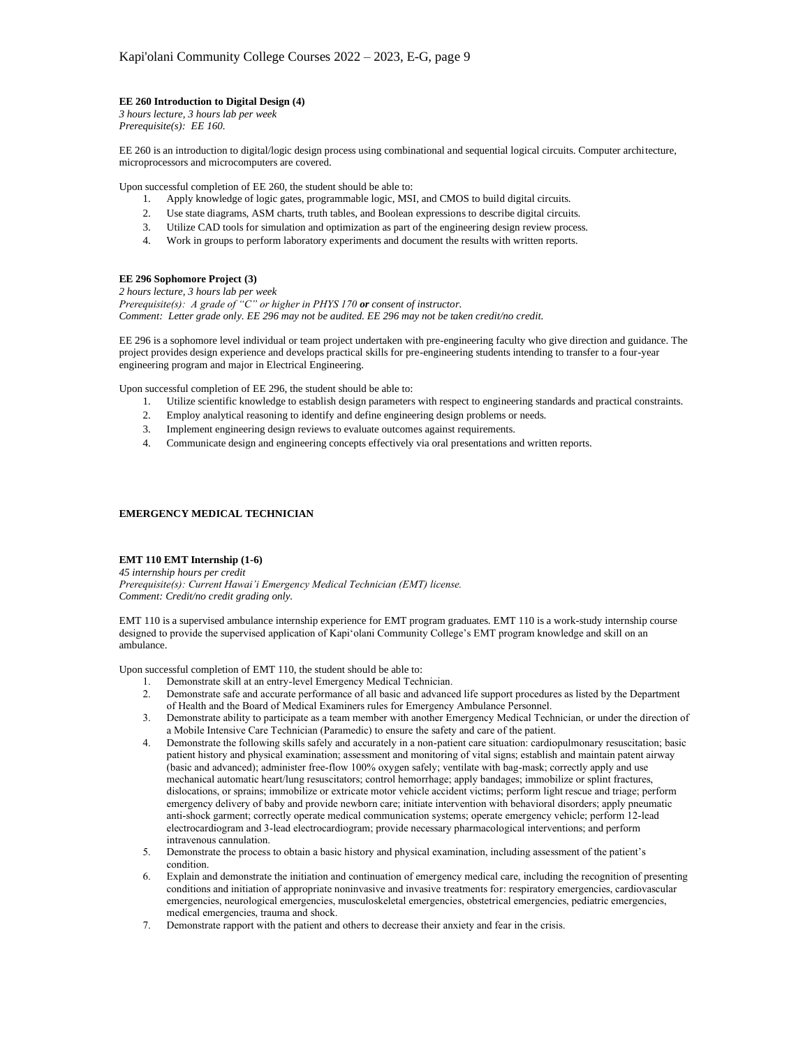**EE 260 Introduction to Digital Design (4)**
*3 hours lecture, 3 hours lab per week*
*Prerequisite(s): EE 160.*

EE 260 is an introduction to digital/logic design process using combinational and sequential logical circuits. Computer architecture, microprocessors and microcomputers are covered.

Upon successful completion of EE 260, the student should be able to:

1. Apply knowledge of logic gates, programmable logic, MSI, and CMOS to build digital circuits.
2. Use state diagrams, ASM charts, truth tables, and Boolean expressions to describe digital circuits.
3. Utilize CAD tools for simulation and optimization as part of the engineering design review process.
4. Work in groups to perform laboratory experiments and document the results with written reports.

**EE 296 Sophomore Project (3)**
*2 hours lecture, 3 hours lab per week*
*Prerequisite(s): A grade of "C" or higher in PHYS 170* ***or*** *consent of instructor.*
*Comment: Letter grade only. EE 296 may not be audited. EE 296 may not be taken credit/no credit.*

EE 296 is a sophomore level individual or team project undertaken with pre-engineering faculty who give direction and guidance. The project provides design experience and develops practical skills for pre-engineering students intending to transfer to a four-year engineering program and major in Electrical Engineering.

Upon successful completion of EE 296, the student should be able to:

1. Utilize scientific knowledge to establish design parameters with respect to engineering standards and practical constraints.
2. Employ analytical reasoning to identify and define engineering design problems or needs.
3. Implement engineering design reviews to evaluate outcomes against requirements.
4. Communicate design and engineering concepts effectively via oral presentations and written reports.

## EMERGENCY MEDICAL TECHNICIAN

**EMT 110 EMT Internship (1-6)**
*45 internship hours per credit*
*Prerequisite(s): Current Hawai'i Emergency Medical Technician (EMT) license.*
*Comment: Credit/no credit grading only.*

EMT 110 is a supervised ambulance internship experience for EMT program graduates. EMT 110 is a work-study internship course designed to provide the supervised application of Kapi'olani Community College's EMT program knowledge and skill on an ambulance.

Upon successful completion of EMT 110, the student should be able to:

1. Demonstrate skill at an entry-level Emergency Medical Technician.
2. Demonstrate safe and accurate performance of all basic and advanced life support procedures as listed by the Department of Health and the Board of Medical Examiners rules for Emergency Ambulance Personnel.
3. Demonstrate ability to participate as a team member with another Emergency Medical Technician, or under the direction of a Mobile Intensive Care Technician (Paramedic) to ensure the safety and care of the patient.
4. Demonstrate the following skills safely and accurately in a non-patient care situation: cardiopulmonary resuscitation; basic patient history and physical examination; assessment and monitoring of vital signs; establish and maintain patent airway (basic and advanced); administer free-flow 100% oxygen safely; ventilate with bag-mask; correctly apply and use mechanical automatic heart/lung resuscitators; control hemorrhage; apply bandages; immobilize or splint fractures, dislocations, or sprains; immobilize or extricate motor vehicle accident victims; perform light rescue and triage; perform emergency delivery of baby and provide newborn care; initiate intervention with behavioral disorders; apply pneumatic anti-shock garment; correctly operate medical communication systems; operate emergency vehicle; perform 12-lead electrocardiogram and 3-lead electrocardiogram; provide necessary pharmacological interventions; and perform intravenous cannulation.
5. Demonstrate the process to obtain a basic history and physical examination, including assessment of the patient's condition.
6. Explain and demonstrate the initiation and continuation of emergency medical care, including the recognition of presenting conditions and initiation of appropriate noninvasive and invasive treatments for: respiratory emergencies, cardiovascular emergencies, neurological emergencies, musculoskeletal emergencies, obstetrical emergencies, pediatric emergencies, medical emergencies, trauma and shock.
7. Demonstrate rapport with the patient and others to decrease their anxiety and fear in the crisis.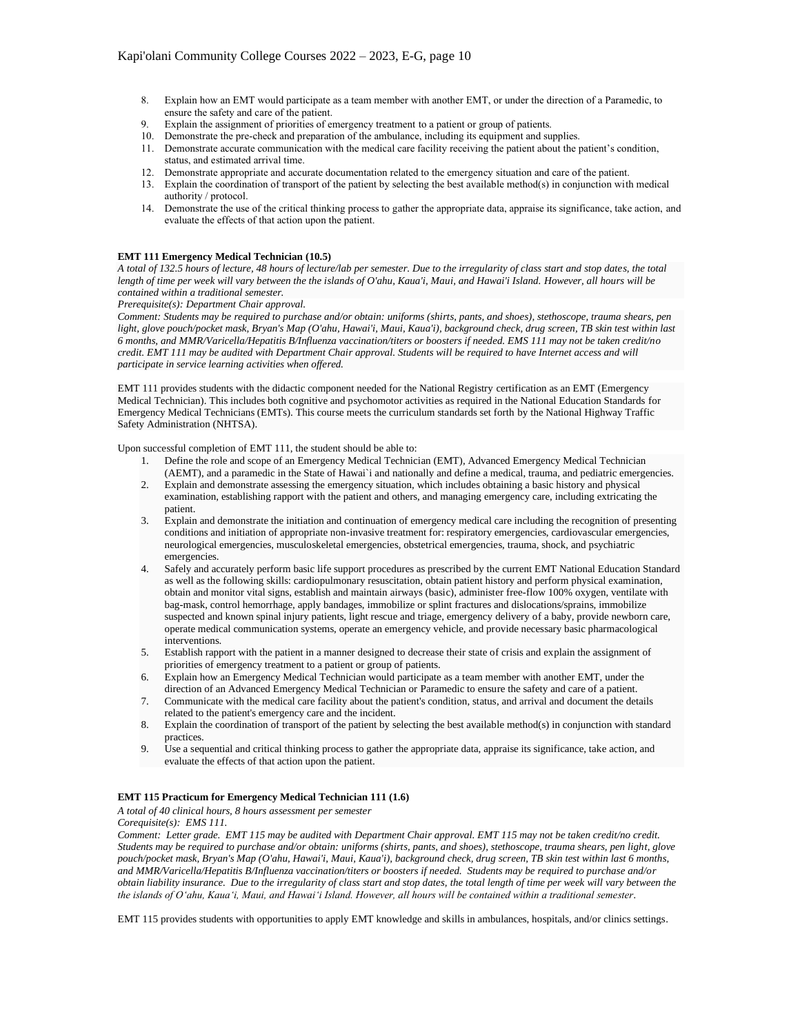8. Explain how an EMT would participate as a team member with another EMT, or under the direction of a Paramedic, to ensure the safety and care of the patient.
9. Explain the assignment of priorities of emergency treatment to a patient or group of patients.
10. Demonstrate the pre-check and preparation of the ambulance, including its equipment and supplies.
11. Demonstrate accurate communication with the medical care facility receiving the patient about the patient's condition, status, and estimated arrival time.
12. Demonstrate appropriate and accurate documentation related to the emergency situation and care of the patient.
13. Explain the coordination of transport of the patient by selecting the best available method(s) in conjunction with medical authority / protocol.
14. Demonstrate the use of the critical thinking process to gather the appropriate data, appraise its significance, take action, and evaluate the effects of that action upon the patient.

**EMT 111 Emergency Medical Technician (10.5)**

*A total of 132.5 hours of lecture, 48 hours of lecture/lab per semester. Due to the irregularity of class start and stop dates, the total length of time per week will vary between the the islands of O'ahu, Kaua'i, Maui, and Hawai'i Island. However, all hours will be contained within a traditional semester.*

*Prerequisite(s): Department Chair approval.*

*Comment: Students may be required to purchase and/or obtain: uniforms (shirts, pants, and shoes), stethoscope, trauma shears, pen light, glove pouch/pocket mask, Bryan's Map (O'ahu, Hawai'i, Maui, Kaua'i), background check, drug screen, TB skin test within last 6 months, and MMR/Varicella/Hepatitis B/Influenza vaccination/titers or boosters if needed. EMS 111 may not be taken credit/no credit. EMT 111 may be audited with Department Chair approval. Students will be required to have Internet access and will participate in service learning activities when offered.*

EMT 111 provides students with the didactic component needed for the National Registry certification as an EMT (Emergency Medical Technician). This includes both cognitive and psychomotor activities as required in the National Education Standards for Emergency Medical Technicians (EMTs). This course meets the curriculum standards set forth by the National Highway Traffic Safety Administration (NHTSA).

Upon successful completion of EMT 111, the student should be able to:

1. Define the role and scope of an Emergency Medical Technician (EMT), Advanced Emergency Medical Technician (AEMT), and a paramedic in the State of Hawai`i and nationally and define a medical, trauma, and pediatric emergencies.
2. Explain and demonstrate assessing the emergency situation, which includes obtaining a basic history and physical examination, establishing rapport with the patient and others, and managing emergency care, including extricating the patient.
3. Explain and demonstrate the initiation and continuation of emergency medical care including the recognition of presenting conditions and initiation of appropriate non-invasive treatment for: respiratory emergencies, cardiovascular emergencies, neurological emergencies, musculoskeletal emergencies, obstetrical emergencies, trauma, shock, and psychiatric emergencies.
4. Safely and accurately perform basic life support procedures as prescribed by the current EMT National Education Standard as well as the following skills: cardiopulmonary resuscitation, obtain patient history and perform physical examination, obtain and monitor vital signs, establish and maintain airways (basic), administer free-flow 100% oxygen, ventilate with bag-mask, control hemorrhage, apply bandages, immobilize or splint fractures and dislocations/sprains, immobilize suspected and known spinal injury patients, light rescue and triage, emergency delivery of a baby, provide newborn care, operate medical communication systems, operate an emergency vehicle, and provide necessary basic pharmacological interventions.
5. Establish rapport with the patient in a manner designed to decrease their state of crisis and explain the assignment of priorities of emergency treatment to a patient or group of patients.
6. Explain how an Emergency Medical Technician would participate as a team member with another EMT, under the direction of an Advanced Emergency Medical Technician or Paramedic to ensure the safety and care of a patient.
7. Communicate with the medical care facility about the patient's condition, status, and arrival and document the details related to the patient's emergency care and the incident.
8. Explain the coordination of transport of the patient by selecting the best available method(s) in conjunction with standard practices.
9. Use a sequential and critical thinking process to gather the appropriate data, appraise its significance, take action, and evaluate the effects of that action upon the patient.

**EMT 115 Practicum for Emergency Medical Technician 111 (1.6)**

*A total of 40 clinical hours, 8 hours assessment per semester*

*Corequisite(s): EMS 111.*

*Comment: Letter grade. EMT 115 may be audited with Department Chair approval. EMT 115 may not be taken credit/no credit. Students may be required to purchase and/or obtain: uniforms (shirts, pants, and shoes), stethoscope, trauma shears, pen light, glove pouch/pocket mask, Bryan's Map (O'ahu, Hawai'i, Maui, Kaua'i), background check, drug screen, TB skin test within last 6 months, and MMR/Varicella/Hepatitis B/Influenza vaccination/titers or boosters if needed. Students may be required to purchase and/or obtain liability insurance. Due to the irregularity of class start and stop dates, the total length of time per week will vary between the the islands of O'ahu, Kaua'i, Maui, and Hawai'i Island. However, all hours will be contained within a traditional semester.*

EMT 115 provides students with opportunities to apply EMT knowledge and skills in ambulances, hospitals, and/or clinics settings.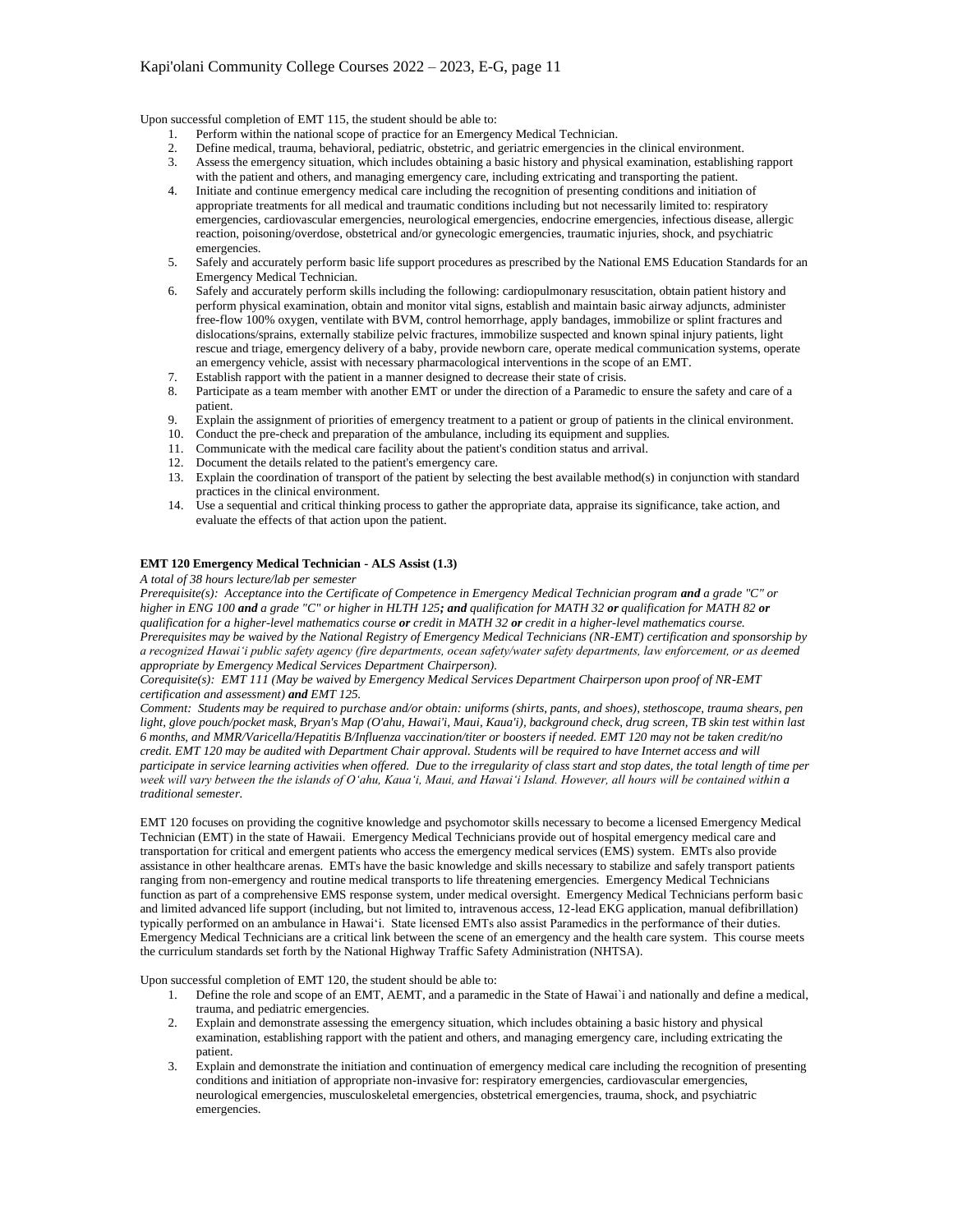Upon successful completion of EMT 115, the student should be able to:

1. Perform within the national scope of practice for an Emergency Medical Technician.
2. Define medical, trauma, behavioral, pediatric, obstetric, and geriatric emergencies in the clinical environment.
3. Assess the emergency situation, which includes obtaining a basic history and physical examination, establishing rapport with the patient and others, and managing emergency care, including extricating and transporting the patient.
4. Initiate and continue emergency medical care including the recognition of presenting conditions and initiation of appropriate treatments for all medical and traumatic conditions including but not necessarily limited to: respiratory emergencies, cardiovascular emergencies, neurological emergencies, endocrine emergencies, infectious disease, allergic reaction, poisoning/overdose, obstetrical and/or gynecologic emergencies, traumatic injuries, shock, and psychiatric emergencies.
5. Safely and accurately perform basic life support procedures as prescribed by the National EMS Education Standards for an Emergency Medical Technician.
6. Safely and accurately perform skills including the following: cardiopulmonary resuscitation, obtain patient history and perform physical examination, obtain and monitor vital signs, establish and maintain basic airway adjuncts, administer free-flow 100% oxygen, ventilate with BVM, control hemorrhage, apply bandages, immobilize or splint fractures and dislocations/sprains, externally stabilize pelvic fractures, immobilize suspected and known spinal injury patients, light rescue and triage, emergency delivery of a baby, provide newborn care, operate medical communication systems, operate an emergency vehicle, assist with necessary pharmacological interventions in the scope of an EMT.
7. Establish rapport with the patient in a manner designed to decrease their state of crisis.
8. Participate as a team member with another EMT or under the direction of a Paramedic to ensure the safety and care of a patient.
9. Explain the assignment of priorities of emergency treatment to a patient or group of patients in the clinical environment.
10. Conduct the pre-check and preparation of the ambulance, including its equipment and supplies.
11. Communicate with the medical care facility about the patient's condition status and arrival.
12. Document the details related to the patient's emergency care.
13. Explain the coordination of transport of the patient by selecting the best available method(s) in conjunction with standard practices in the clinical environment.
14. Use a sequential and critical thinking process to gather the appropriate data, appraise its significance, take action, and evaluate the effects of that action upon the patient.

**EMT 120 Emergency Medical Technician - ALS Assist (1.3)**

*A total of 38 hours lecture/lab per semester*

*Prerequisite(s): Acceptance into the Certificate of Competence in Emergency Medical Technician program* ***and*** *a grade "C" or higher in ENG 100* ***and*** *a grade "C" or higher in HLTH 125****; and*** *qualification for MATH 32* ***or*** *qualification for MATH 82* ***or*** *qualification for a higher-level mathematics course* ***or*** *credit in MATH 32* ***or*** *credit in a higher-level mathematics course. Prerequisites may be waived by the National Registry of Emergency Medical Technicians (NR-EMT) certification and sponsorship by a recognized Hawaiʻi public safety agency (fire departments, ocean safety/water safety departments, law enforcement, or as deemed appropriate by Emergency Medical Services Department Chairperson).*

*Corequisite(s): EMT 111 (May be waived by Emergency Medical Services Department Chairperson upon proof of NR-EMT certification and assessment)* ***and*** *EMT 125.*

*Comment: Students may be required to purchase and/or obtain: uniforms (shirts, pants, and shoes), stethoscope, trauma shears, pen light, glove pouch/pocket mask, Bryan's Map (O'ahu, Hawai'i, Maui, Kaua'i), background check, drug screen, TB skin test within last 6 months, and MMR/Varicella/Hepatitis B/Influenza vaccination/titer or boosters if needed. EMT 120 may not be taken credit/no credit. EMT 120 may be audited with Department Chair approval. Students will be required to have Internet access and will participate in service learning activities when offered. Due to the irregularity of class start and stop dates, the total length of time per week will vary between the the islands of Oʻahu, Kauaʻi, Maui, and Hawaiʻi Island. However, all hours will be contained within a traditional semester.*

EMT 120 focuses on providing the cognitive knowledge and psychomotor skills necessary to become a licensed Emergency Medical Technician (EMT) in the state of Hawaii. Emergency Medical Technicians provide out of hospital emergency medical care and transportation for critical and emergent patients who access the emergency medical services (EMS) system. EMTs also provide assistance in other healthcare arenas. EMTs have the basic knowledge and skills necessary to stabilize and safely transport patients ranging from non-emergency and routine medical transports to life threatening emergencies. Emergency Medical Technicians function as part of a comprehensive EMS response system, under medical oversight. Emergency Medical Technicians perform basic and limited advanced life support (including, but not limited to, intravenous access, 12-lead EKG application, manual defibrillation) typically performed on an ambulance in Hawaiʻi. State licensed EMTs also assist Paramedics in the performance of their duties. Emergency Medical Technicians are a critical link between the scene of an emergency and the health care system. This course meets the curriculum standards set forth by the National Highway Traffic Safety Administration (NHTSA).

Upon successful completion of EMT 120, the student should be able to:

1. Define the role and scope of an EMT, AEMT, and a paramedic in the State of Hawa`i and nationally and define a medical, trauma, and pediatric emergencies.
2. Explain and demonstrate assessing the emergency situation, which includes obtaining a basic history and physical examination, establishing rapport with the patient and others, and managing emergency care, including extricating the patient.
3. Explain and demonstrate the initiation and continuation of emergency medical care including the recognition of presenting conditions and initiation of appropriate non-invasive for: respiratory emergencies, cardiovascular emergencies, neurological emergencies, musculoskeletal emergencies, obstetrical emergencies, trauma, shock, and psychiatric emergencies.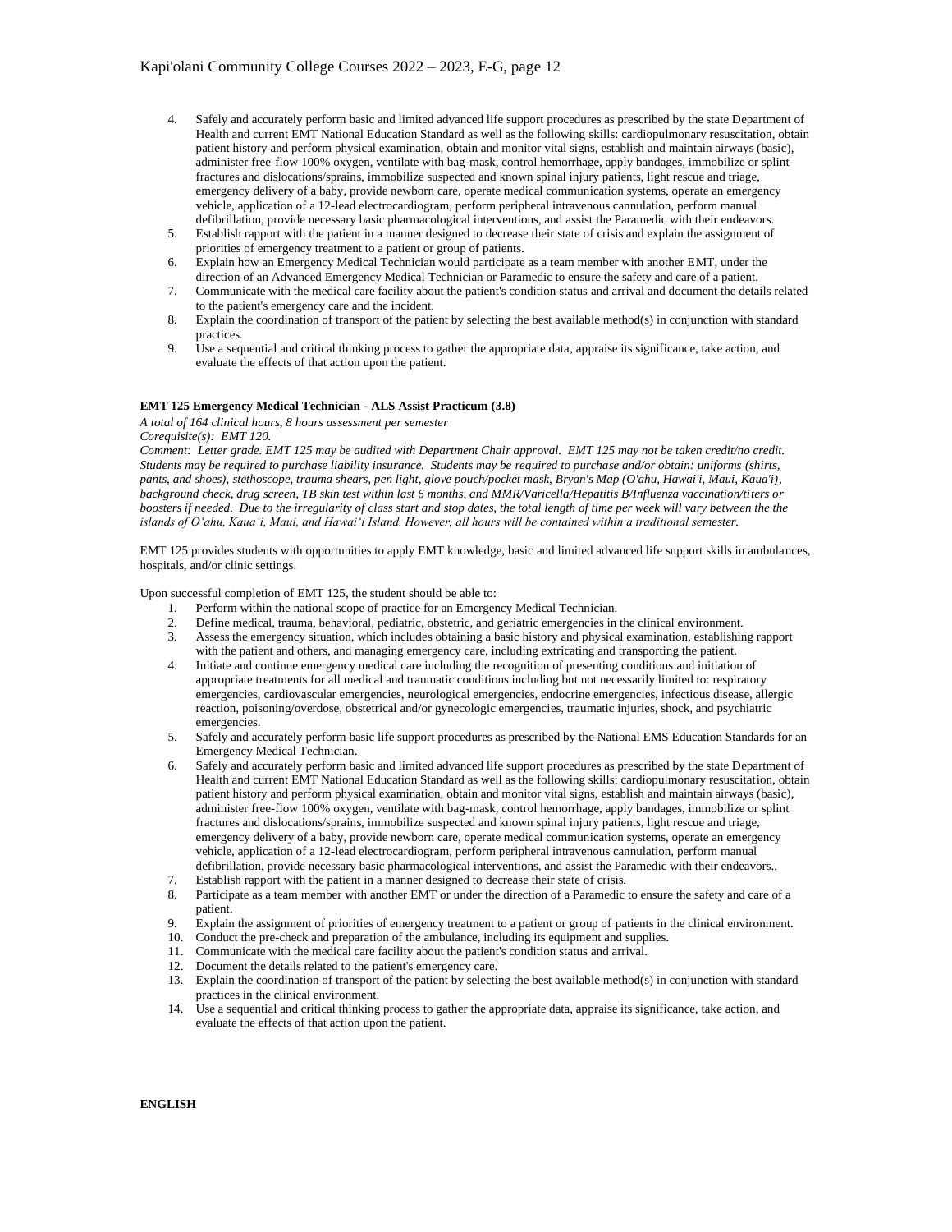4. Safely and accurately perform basic and limited advanced life support procedures as prescribed by the state Department of Health and current EMT National Education Standard as well as the following skills: cardiopulmonary resuscitation, obtain patient history and perform physical examination, obtain and monitor vital signs, establish and maintain airways (basic), administer free-flow 100% oxygen, ventilate with bag-mask, control hemorrhage, apply bandages, immobilize or splint fractures and dislocations/sprains, immobilize suspected and known spinal injury patients, light rescue and triage, emergency delivery of a baby, provide newborn care, operate medical communication systems, operate an emergency vehicle, application of a 12-lead electrocardiogram, perform peripheral intravenous cannulation, perform manual defibrillation, provide necessary basic pharmacological interventions, and assist the Paramedic with their endeavors.
5. Establish rapport with the patient in a manner designed to decrease their state of crisis and explain the assignment of priorities of emergency treatment to a patient or group of patients.
6. Explain how an Emergency Medical Technician would participate as a team member with another EMT, under the direction of an Advanced Emergency Medical Technician or Paramedic to ensure the safety and care of a patient.
7. Communicate with the medical care facility about the patient's condition status and arrival and document the details related to the patient's emergency care and the incident.
8. Explain the coordination of transport of the patient by selecting the best available method(s) in conjunction with standard practices.
9. Use a sequential and critical thinking process to gather the appropriate data, appraise its significance, take action, and evaluate the effects of that action upon the patient.

**EMT 125 Emergency Medical Technician - ALS Assist Practicum (3.8)**

*A total of 164 clinical hours, 8 hours assessment per semester*

*Corequisite(s): EMT 120.*

*Comment: Letter grade. EMT 125 may be audited with Department Chair approval. EMT 125 may not be taken credit/no credit. Students may be required to purchase liability insurance. Students may be required to purchase and/or obtain: uniforms (shirts, pants, and shoes), stethoscope, trauma shears, pen light, glove pouch/pocket mask, Bryan's Map (O'ahu, Hawai'i, Maui, Kaua'i), background check, drug screen, TB skin test within last 6 months, and MMR/Varicella/Hepatitis B/Influenza vaccination/titers or boosters if needed. Due to the irregularity of class start and stop dates, the total length of time per week will vary between the the islands of O'ahu, Kaua'i, Maui, and Hawai'i Island. However, all hours will be contained within a traditional semester.*

EMT 125 provides students with opportunities to apply EMT knowledge, basic and limited advanced life support skills in ambulances, hospitals, and/or clinic settings.

Upon successful completion of EMT 125, the student should be able to:

1. Perform within the national scope of practice for an Emergency Medical Technician.
2. Define medical, trauma, behavioral, pediatric, obstetric, and geriatric emergencies in the clinical environment.
3. Assess the emergency situation, which includes obtaining a basic history and physical examination, establishing rapport with the patient and others, and managing emergency care, including extricating and transporting the patient.
4. Initiate and continue emergency medical care including the recognition of presenting conditions and initiation of appropriate treatments for all medical and traumatic conditions including but not necessarily limited to: respiratory emergencies, cardiovascular emergencies, neurological emergencies, endocrine emergencies, infectious disease, allergic reaction, poisoning/overdose, obstetrical and/or gynecologic emergencies, traumatic injuries, shock, and psychiatric emergencies.
5. Safely and accurately perform basic life support procedures as prescribed by the National EMS Education Standards for an Emergency Medical Technician.
6. Safely and accurately perform basic and limited advanced life support procedures as prescribed by the state Department of Health and current EMT National Education Standard as well as the following skills: cardiopulmonary resuscitation, obtain patient history and perform physical examination, obtain and monitor vital signs, establish and maintain airways (basic), administer free-flow 100% oxygen, ventilate with bag-mask, control hemorrhage, apply bandages, immobilize or splint fractures and dislocations/sprains, immobilize suspected and known spinal injury patients, light rescue and triage, emergency delivery of a baby, provide newborn care, operate medical communication systems, operate an emergency vehicle, application of a 12-lead electrocardiogram, perform peripheral intravenous cannulation, perform manual defibrillation, provide necessary basic pharmacological interventions, and assist the Paramedic with their endeavors..
7. Establish rapport with the patient in a manner designed to decrease their state of crisis.
8. Participate as a team member with another EMT or under the direction of a Paramedic to ensure the safety and care of a patient.
9. Explain the assignment of priorities of emergency treatment to a patient or group of patients in the clinical environment.
10. Conduct the pre-check and preparation of the ambulance, including its equipment and supplies.
11. Communicate with the medical care facility about the patient's condition status and arrival.
12. Document the details related to the patient's emergency care.
13. Explain the coordination of transport of the patient by selecting the best available method(s) in conjunction with standard practices in the clinical environment.
14. Use a sequential and critical thinking process to gather the appropriate data, appraise its significance, take action, and evaluate the effects of that action upon the patient.

**ENGLISH**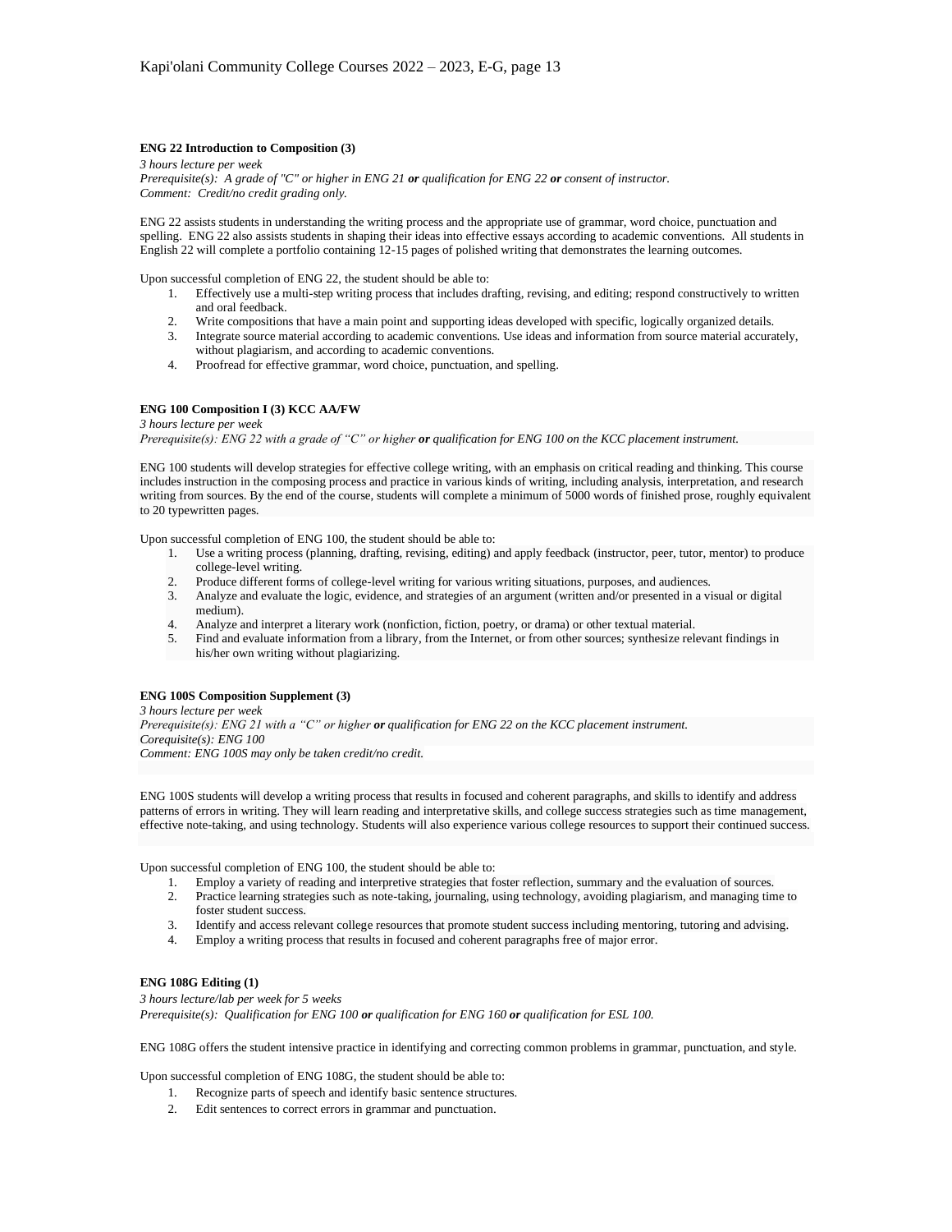**ENG 22 Introduction to Composition (3)**
*3 hours lecture per week*
*Prerequisite(s): A grade of "C" or higher in ENG 21* ***or*** *qualification for ENG 22* ***or*** *consent of instructor.*
*Comment: Credit/no credit grading only.*

ENG 22 assists students in understanding the writing process and the appropriate use of grammar, word choice, punctuation and spelling. ENG 22 also assists students in shaping their ideas into effective essays according to academic conventions. All students in English 22 will complete a portfolio containing 12-15 pages of polished writing that demonstrates the learning outcomes.

Upon successful completion of ENG 22, the student should be able to:

1. Effectively use a multi-step writing process that includes drafting, revising, and editing; respond constructively to written and oral feedback.
2. Write compositions that have a main point and supporting ideas developed with specific, logically organized details.
3. Integrate source material according to academic conventions. Use ideas and information from source material accurately, without plagiarism, and according to academic conventions.
4. Proofread for effective grammar, word choice, punctuation, and spelling.

**ENG 100 Composition I (3) KCC AA/FW**
*3 hours lecture per week*
*Prerequisite(s): ENG 22 with a grade of "C" or higher* ***or*** *qualification for ENG 100 on the KCC placement instrument.*

ENG 100 students will develop strategies for effective college writing, with an emphasis on critical reading and thinking. This course includes instruction in the composing process and practice in various kinds of writing, including analysis, interpretation, and research writing from sources. By the end of the course, students will complete a minimum of 5000 words of finished prose, roughly equivalent to 20 typewritten pages.

Upon successful completion of ENG 100, the student should be able to:

1. Use a writing process (planning, drafting, revising, editing) and apply feedback (instructor, peer, tutor, mentor) to produce college-level writing.
2. Produce different forms of college-level writing for various writing situations, purposes, and audiences.
3. Analyze and evaluate the logic, evidence, and strategies of an argument (written and/or presented in a visual or digital medium).
4. Analyze and interpret a literary work (nonfiction, fiction, poetry, or drama) or other textual material.
5. Find and evaluate information from a library, from the Internet, or from other sources; synthesize relevant findings in his/her own writing without plagiarizing.

**ENG 100S Composition Supplement (3)**
*3 hours lecture per week*
*Prerequisite(s): ENG 21 with a "C" or higher* ***or*** *qualification for ENG 22 on the KCC placement instrument.*
*Corequisite(s): ENG 100*
*Comment: ENG 100S may only be taken credit/no credit.*

ENG 100S students will develop a writing process that results in focused and coherent paragraphs, and skills to identify and address patterns of errors in writing. They will learn reading and interpretative skills, and college success strategies such as time management, effective note-taking, and using technology. Students will also experience various college resources to support their continued success.

Upon successful completion of ENG 100, the student should be able to:

1. Employ a variety of reading and interpretive strategies that foster reflection, summary and the evaluation of sources.
2. Practice learning strategies such as note-taking, journaling, using technology, avoiding plagiarism, and managing time to foster student success.
3. Identify and access relevant college resources that promote student success including mentoring, tutoring and advising.
4. Employ a writing process that results in focused and coherent paragraphs free of major error.

**ENG 108G Editing (1)**
*3 hours lecture/lab per week for 5 weeks*
*Prerequisite(s): Qualification for ENG 100* ***or*** *qualification for ENG 160* ***or*** *qualification for ESL 100.*

ENG 108G offers the student intensive practice in identifying and correcting common problems in grammar, punctuation, and style.

Upon successful completion of ENG 108G, the student should be able to:

1. Recognize parts of speech and identify basic sentence structures.
2. Edit sentences to correct errors in grammar and punctuation.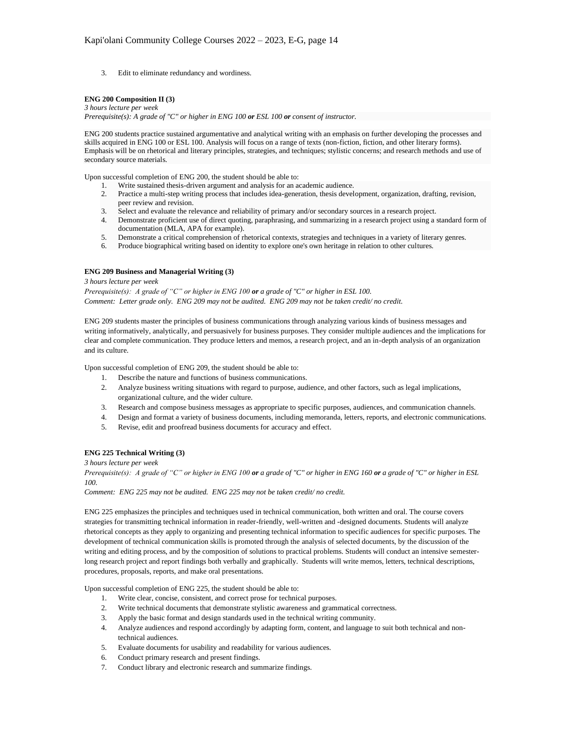3. Edit to eliminate redundancy and wordiness.

**ENG 200 Composition II (3)**
*3 hours lecture per week*
*Prerequisite(s): A grade of "C" or higher in ENG 100* ***or*** *ESL 100* ***or*** *consent of instructor.*

ENG 200 students practice sustained argumentative and analytical writing with an emphasis on further developing the processes and skills acquired in ENG 100 or ESL 100. Analysis will focus on a range of texts (non-fiction, fiction, and other literary forms). Emphasis will be on rhetorical and literary principles, strategies, and techniques; stylistic concerns; and research methods and use of secondary source materials.

Upon successful completion of ENG 200, the student should be able to:

1. Write sustained thesis-driven argument and analysis for an academic audience.
2. Practice a multi-step writing process that includes idea-generation, thesis development, organization, drafting, revision, peer review and revision.
3. Select and evaluate the relevance and reliability of primary and/or secondary sources in a research project.
4. Demonstrate proficient use of direct quoting, paraphrasing, and summarizing in a research project using a standard form of documentation (MLA, APA for example).
5. Demonstrate a critical comprehension of rhetorical contexts, strategies and techniques in a variety of literary genres.
6. Produce biographical writing based on identity to explore one's own heritage in relation to other cultures.

**ENG 209 Business and Managerial Writing (3)**
*3 hours lecture per week*
*Prerequisite(s): A grade of "C" or higher in ENG 100* ***or*** *a grade of "C" or higher in ESL 100.*
*Comment: Letter grade only. ENG 209 may not be audited. ENG 209 may not be taken credit/ no credit.*

ENG 209 students master the principles of business communications through analyzing various kinds of business messages and writing informatively, analytically, and persuasively for business purposes. They consider multiple audiences and the implications for clear and complete communication. They produce letters and memos, a research project, and an in-depth analysis of an organization and its culture.

Upon successful completion of ENG 209, the student should be able to:

1. Describe the nature and functions of business communications.
2. Analyze business writing situations with regard to purpose, audience, and other factors, such as legal implications, organizational culture, and the wider culture.
3. Research and compose business messages as appropriate to specific purposes, audiences, and communication channels.
4. Design and format a variety of business documents, including memoranda, letters, reports, and electronic communications.
5. Revise, edit and proofread business documents for accuracy and effect.

**ENG 225 Technical Writing (3)**
*3 hours lecture per week*
*Prerequisite(s): A grade of "C" or higher in ENG 100* ***or*** *a grade of "C" or higher in ENG 160* ***or*** *a grade of "C" or higher in ESL 100.*
*Comment: ENG 225 may not be audited. ENG 225 may not be taken credit/ no credit.*

ENG 225 emphasizes the principles and techniques used in technical communication, both written and oral. The course covers strategies for transmitting technical information in reader-friendly, well-written and -designed documents. Students will analyze rhetorical concepts as they apply to organizing and presenting technical information to specific audiences for specific purposes. The development of technical communication skills is promoted through the analysis of selected documents, by the discussion of the writing and editing process, and by the composition of solutions to practical problems. Students will conduct an intensive semester-long research project and report findings both verbally and graphically. Students will write memos, letters, technical descriptions, procedures, proposals, reports, and make oral presentations.

Upon successful completion of ENG 225, the student should be able to:

1. Write clear, concise, consistent, and correct prose for technical purposes.
2. Write technical documents that demonstrate stylistic awareness and grammatical correctness.
3. Apply the basic format and design standards used in the technical writing community.
4. Analyze audiences and respond accordingly by adapting form, content, and language to suit both technical and non-technical audiences.
5. Evaluate documents for usability and readability for various audiences.
6. Conduct primary research and present findings.
7. Conduct library and electronic research and summarize findings.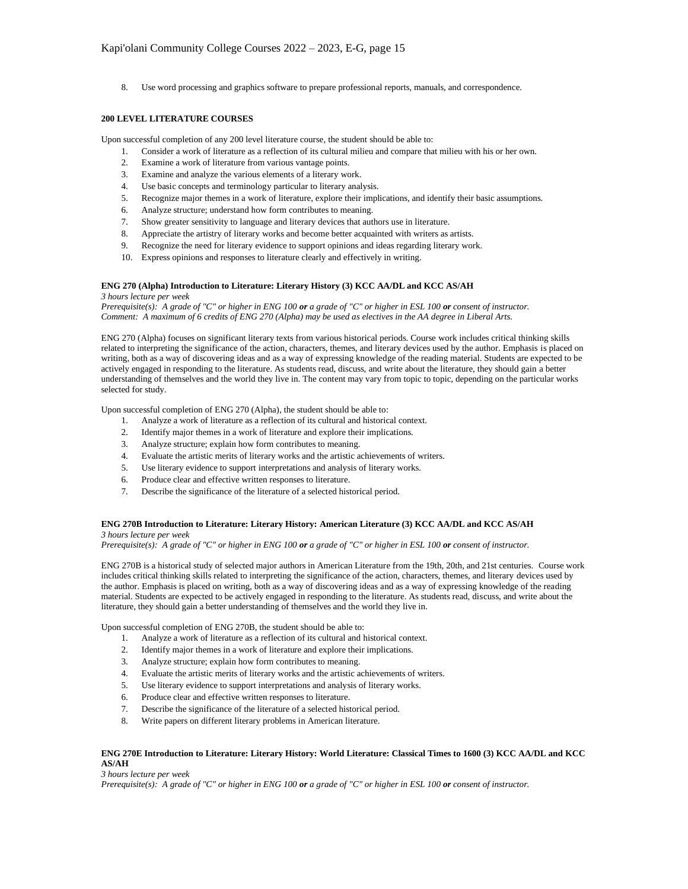8. Use word processing and graphics software to prepare professional reports, manuals, and correspondence.

**200 LEVEL LITERATURE COURSES**

Upon successful completion of any 200 level literature course, the student should be able to:

1. Consider a work of literature as a reflection of its cultural milieu and compare that milieu with his or her own.
2. Examine a work of literature from various vantage points.
3. Examine and analyze the various elements of a literary work.
4. Use basic concepts and terminology particular to literary analysis.
5. Recognize major themes in a work of literature, explore their implications, and identify their basic assumptions.
6. Analyze structure; understand how form contributes to meaning.
7. Show greater sensitivity to language and literary devices that authors use in literature.
8. Appreciate the artistry of literary works and become better acquainted with writers as artists.
9. Recognize the need for literary evidence to support opinions and ideas regarding literary work.
10. Express opinions and responses to literature clearly and effectively in writing.

**ENG 270 (Alpha) Introduction to Literature: Literary History (3) KCC AA/DL and KCC AS/AH**

*3 hours lecture per week*
*Prerequisite(s): A grade of "C" or higher in ENG 100* ***or*** *a grade of "C" or higher in ESL 100* ***or*** *consent of instructor.*
*Comment: A maximum of 6 credits of ENG 270 (Alpha) may be used as electives in the AA degree in Liberal Arts.*

ENG 270 (Alpha) focuses on significant literary texts from various historical periods. Course work includes critical thinking skills related to interpreting the significance of the action, characters, themes, and literary devices used by the author. Emphasis is placed on writing, both as a way of discovering ideas and as a way of expressing knowledge of the reading material. Students are expected to be actively engaged in responding to the literature. As students read, discuss, and write about the literature, they should gain a better understanding of themselves and the world they live in. The content may vary from topic to topic, depending on the particular works selected for study.

Upon successful completion of ENG 270 (Alpha), the student should be able to:

1. Analyze a work of literature as a reflection of its cultural and historical context.
2. Identify major themes in a work of literature and explore their implications.
3. Analyze structure; explain how form contributes to meaning.
4. Evaluate the artistic merits of literary works and the artistic achievements of writers.
5. Use literary evidence to support interpretations and analysis of literary works.
6. Produce clear and effective written responses to literature.
7. Describe the significance of the literature of a selected historical period.

**ENG 270B Introduction to Literature: Literary History: American Literature (3) KCC AA/DL and KCC AS/AH**

*3 hours lecture per week*
*Prerequisite(s): A grade of "C" or higher in ENG 100* ***or*** *a grade of "C" or higher in ESL 100* ***or*** *consent of instructor.*

ENG 270B is a historical study of selected major authors in American Literature from the 19th, 20th, and 21st centuries. Course work includes critical thinking skills related to interpreting the significance of the action, characters, themes, and literary devices used by the author. Emphasis is placed on writing, both as a way of discovering ideas and as a way of expressing knowledge of the reading material. Students are expected to be actively engaged in responding to the literature. As students read, discuss, and write about the literature, they should gain a better understanding of themselves and the world they live in.

Upon successful completion of ENG 270B, the student should be able to:

1. Analyze a work of literature as a reflection of its cultural and historical context.
2. Identify major themes in a work of literature and explore their implications.
3. Analyze structure; explain how form contributes to meaning.
4. Evaluate the artistic merits of literary works and the artistic achievements of writers.
5. Use literary evidence to support interpretations and analysis of literary works.
6. Produce clear and effective written responses to literature.
7. Describe the significance of the literature of a selected historical period.
8. Write papers on different literary problems in American literature.

**ENG 270E Introduction to Literature: Literary History: World Literature: Classical Times to 1600 (3) KCC AA/DL and KCC AS/AH**

*3 hours lecture per week*
*Prerequisite(s): A grade of "C" or higher in ENG 100* ***or*** *a grade of "C" or higher in ESL 100* ***or*** *consent of instructor.*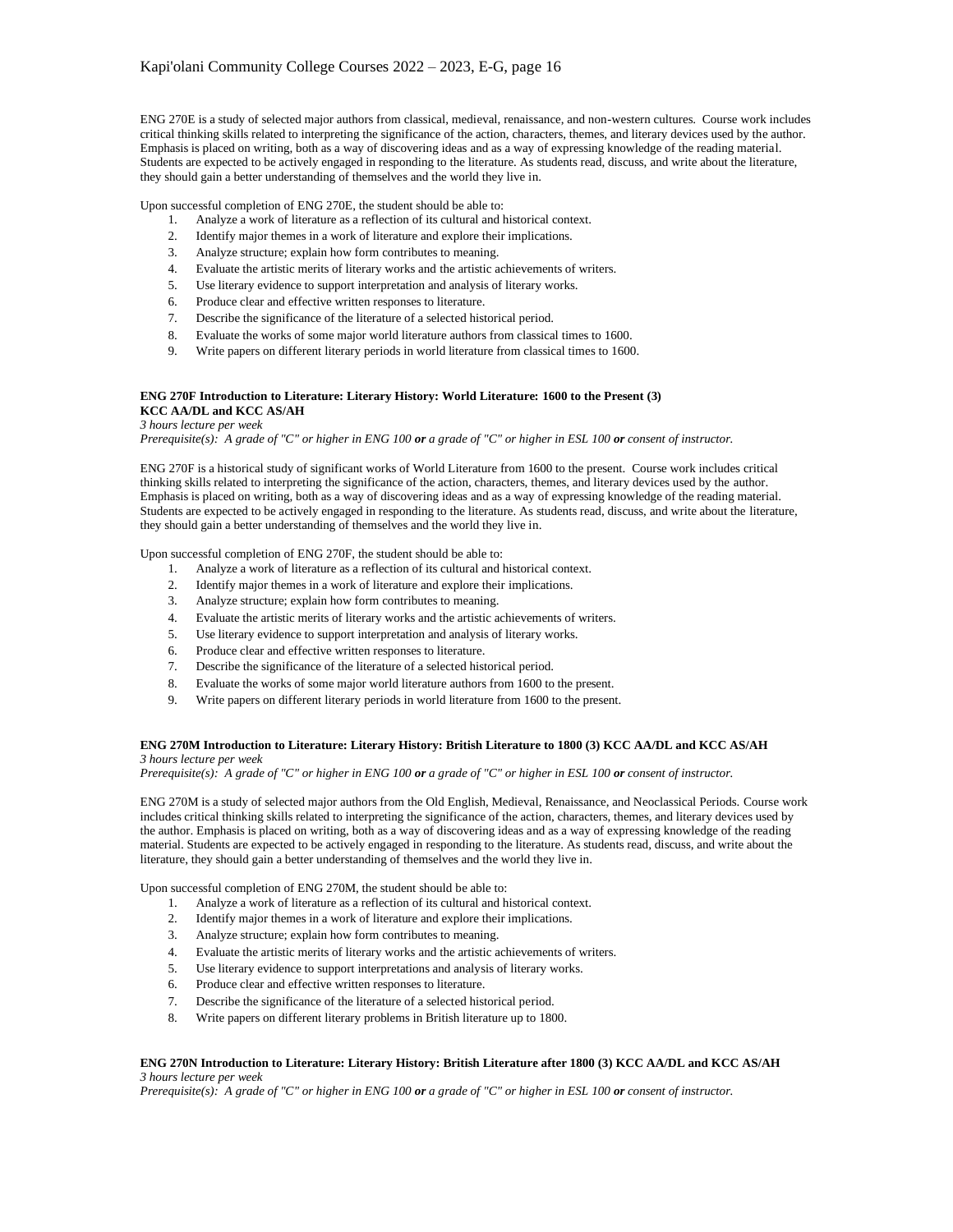ENG 270E is a study of selected major authors from classical, medieval, renaissance, and non-western cultures. Course work includes critical thinking skills related to interpreting the significance of the action, characters, themes, and literary devices used by the author. Emphasis is placed on writing, both as a way of discovering ideas and as a way of expressing knowledge of the reading material. Students are expected to be actively engaged in responding to the literature. As students read, discuss, and write about the literature, they should gain a better understanding of themselves and the world they live in.

Upon successful completion of ENG 270E, the student should be able to:

1. Analyze a work of literature as a reflection of its cultural and historical context.
2. Identify major themes in a work of literature and explore their implications.
3. Analyze structure; explain how form contributes to meaning.
4. Evaluate the artistic merits of literary works and the artistic achievements of writers.
5. Use literary evidence to support interpretation and analysis of literary works.
6. Produce clear and effective written responses to literature.
7. Describe the significance of the literature of a selected historical period.
8. Evaluate the works of some major world literature authors from classical times to 1600.
9. Write papers on different literary periods in world literature from classical times to 1600.

**ENG 270F Introduction to Literature: Literary History: World Literature: 1600 to the Present (3) KCC AA/DL and KCC AS/AH**

*3 hours lecture per week*

*Prerequisite(s): A grade of "C" or higher in ENG 100* ***or*** *a grade of "C" or higher in ESL 100* ***or*** *consent of instructor.*

ENG 270F is a historical study of significant works of World Literature from 1600 to the present. Course work includes critical thinking skills related to interpreting the significance of the action, characters, themes, and literary devices used by the author. Emphasis is placed on writing, both as a way of discovering ideas and as a way of expressing knowledge of the reading material. Students are expected to be actively engaged in responding to the literature. As students read, discuss, and write about the literature, they should gain a better understanding of themselves and the world they live in.

Upon successful completion of ENG 270F, the student should be able to:

1. Analyze a work of literature as a reflection of its cultural and historical context.
2. Identify major themes in a work of literature and explore their implications.
3. Analyze structure; explain how form contributes to meaning.
4. Evaluate the artistic merits of literary works and the artistic achievements of writers.
5. Use literary evidence to support interpretation and analysis of literary works.
6. Produce clear and effective written responses to literature.
7. Describe the significance of the literature of a selected historical period.
8. Evaluate the works of some major world literature authors from 1600 to the present.
9. Write papers on different literary periods in world literature from 1600 to the present.

**ENG 270M Introduction to Literature: Literary History: British Literature to 1800 (3) KCC AA/DL and KCC AS/AH**

*3 hours lecture per week*

*Prerequisite(s): A grade of "C" or higher in ENG 100* ***or*** *a grade of "C" or higher in ESL 100* ***or*** *consent of instructor.*

ENG 270M is a study of selected major authors from the Old English, Medieval, Renaissance, and Neoclassical Periods. Course work includes critical thinking skills related to interpreting the significance of the action, characters, themes, and literary devices used by the author. Emphasis is placed on writing, both as a way of discovering ideas and as a way of expressing knowledge of the reading material. Students are expected to be actively engaged in responding to the literature. As students read, discuss, and write about the literature, they should gain a better understanding of themselves and the world they live in.

Upon successful completion of ENG 270M, the student should be able to:

1. Analyze a work of literature as a reflection of its cultural and historical context.
2. Identify major themes in a work of literature and explore their implications.
3. Analyze structure; explain how form contributes to meaning.
4. Evaluate the artistic merits of literary works and the artistic achievements of writers.
5. Use literary evidence to support interpretations and analysis of literary works.
6. Produce clear and effective written responses to literature.
7. Describe the significance of the literature of a selected historical period.
8. Write papers on different literary problems in British literature up to 1800.

**ENG 270N Introduction to Literature: Literary History: British Literature after 1800 (3) KCC AA/DL and KCC AS/AH**

*3 hours lecture per week*

*Prerequisite(s): A grade of "C" or higher in ENG 100* ***or*** *a grade of "C" or higher in ESL 100* ***or*** *consent of instructor.*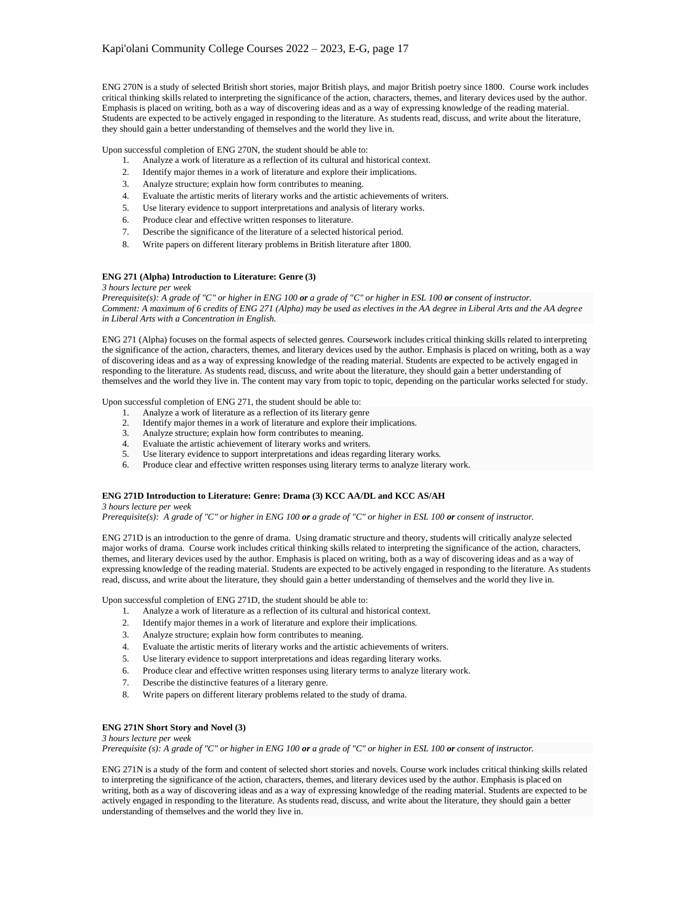ENG 270N is a study of selected British short stories, major British plays, and major British poetry since 1800. Course work includes critical thinking skills related to interpreting the significance of the action, characters, themes, and literary devices used by the author. Emphasis is placed on writing, both as a way of discovering ideas and as a way of expressing knowledge of the reading material. Students are expected to be actively engaged in responding to the literature. As students read, discuss, and write about the literature, they should gain a better understanding of themselves and the world they live in.

Upon successful completion of ENG 270N, the student should be able to:

1. Analyze a work of literature as a reflection of its cultural and historical context.
2. Identify major themes in a work of literature and explore their implications.
3. Analyze structure; explain how form contributes to meaning.
4. Evaluate the artistic merits of literary works and the artistic achievements of writers.
5. Use literary evidence to support interpretations and analysis of literary works.
6. Produce clear and effective written responses to literature.
7. Describe the significance of the literature of a selected historical period.
8. Write papers on different literary problems in British literature after 1800.

**ENG 271 (Alpha) Introduction to Literature: Genre (3)**

*3 hours lecture per week*

*Prerequisite(s): A grade of "C" or higher in ENG 100* ***or*** *a grade of "C" or higher in ESL 100* ***or*** *consent of instructor.*

*Comment: A maximum of 6 credits of ENG 271 (Alpha) may be used as electives in the AA degree in Liberal Arts and the AA degree in Liberal Arts with a Concentration in English.*

ENG 271 (Alpha) focuses on the formal aspects of selected genres. Coursework includes critical thinking skills related to interpreting the significance of the action, characters, themes, and literary devices used by the author. Emphasis is placed on writing, both as a way of discovering ideas and as a way of expressing knowledge of the reading material. Students are expected to be actively engaged in responding to the literature. As students read, discuss, and write about the literature, they should gain a better understanding of themselves and the world they live in. The content may vary from topic to topic, depending on the particular works selected for study.

Upon successful completion of ENG 271, the student should be able to:

1. Analyze a work of literature as a reflection of its literary genre
2. Identify major themes in a work of literature and explore their implications.
3. Analyze structure; explain how form contributes to meaning.
4. Evaluate the artistic achievement of literary works and writers.
5. Use literary evidence to support interpretations and ideas regarding literary works.
6. Produce clear and effective written responses using literary terms to analyze literary work.

**ENG 271D Introduction to Literature: Genre: Drama (3) KCC AA/DL and KCC AS/AH**

*3 hours lecture per week*

*Prerequisite(s): A grade of "C" or higher in ENG 100* ***or*** *a grade of "C" or higher in ESL 100* ***or*** *consent of instructor.*

ENG 271D is an introduction to the genre of drama. Using dramatic structure and theory, students will critically analyze selected major works of drama. Course work includes critical thinking skills related to interpreting the significance of the action, characters, themes, and literary devices used by the author. Emphasis is placed on writing, both as a way of discovering ideas and as a way of expressing knowledge of the reading material. Students are expected to be actively engaged in responding to the literature. As students read, discuss, and write about the literature, they should gain a better understanding of themselves and the world they live in.

Upon successful completion of ENG 271D, the student should be able to:

1. Analyze a work of literature as a reflection of its cultural and historical context.
2. Identify major themes in a work of literature and explore their implications.
3. Analyze structure; explain how form contributes to meaning.
4. Evaluate the artistic merits of literary works and the artistic achievements of writers.
5. Use literary evidence to support interpretations and ideas regarding literary works.
6. Produce clear and effective written responses using literary terms to analyze literary work.
7. Describe the distinctive features of a literary genre.
8. Write papers on different literary problems related to the study of drama.

**ENG 271N Short Story and Novel (3)**

*3 hours lecture per week*

*Prerequisite (s): A grade of "C" or higher in ENG 100* ***or*** *a grade of "C" or higher in ESL 100* ***or*** *consent of instructor.*

ENG 271N is a study of the form and content of selected short stories and novels. Course work includes critical thinking skills related to interpreting the significance of the action, characters, themes, and literary devices used by the author. Emphasis is placed on writing, both as a way of discovering ideas and as a way of expressing knowledge of the reading material. Students are expected to be actively engaged in responding to the literature. As students read, discuss, and write about the literature, they should gain a better understanding of themselves and the world they live in.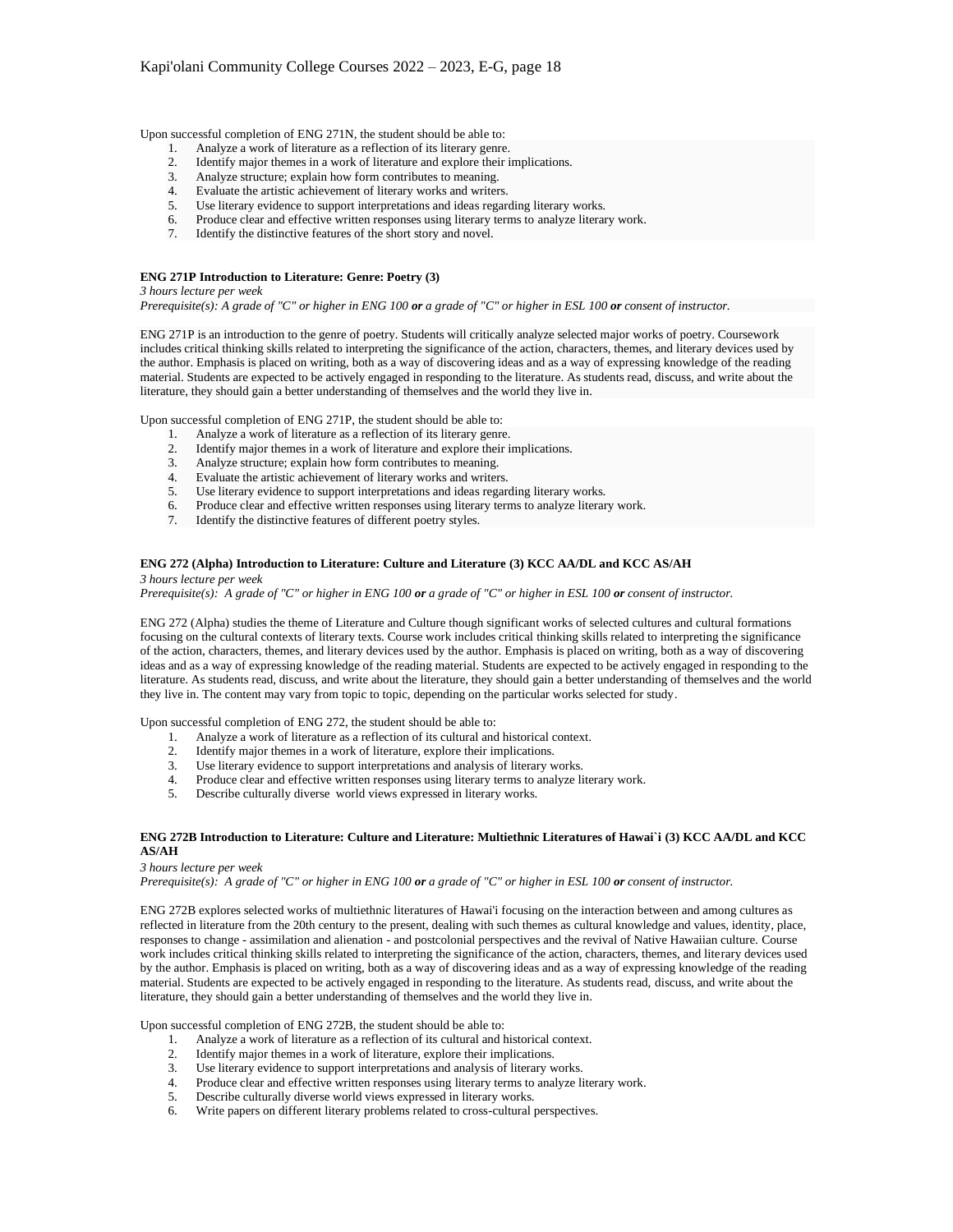Upon successful completion of ENG 271N, the student should be able to:

1. Analyze a work of literature as a reflection of its literary genre.
2. Identify major themes in a work of literature and explore their implications.
3. Analyze structure; explain how form contributes to meaning.
4. Evaluate the artistic achievement of literary works and writers.
5. Use literary evidence to support interpretations and ideas regarding literary works.
6. Produce clear and effective written responses using literary terms to analyze literary work.
7. Identify the distinctive features of the short story and novel.

**ENG 271P Introduction to Literature: Genre: Poetry (3)**

*3 hours lecture per week*

*Prerequisite(s): A grade of "C" or higher in ENG 100* ***or*** *a grade of "C" or higher in ESL 100* ***or*** *consent of instructor.*

ENG 271P is an introduction to the genre of poetry. Students will critically analyze selected major works of poetry. Coursework includes critical thinking skills related to interpreting the significance of the action, characters, themes, and literary devices used by the author. Emphasis is placed on writing, both as a way of discovering ideas and as a way of expressing knowledge of the reading material. Students are expected to be actively engaged in responding to the literature. As students read, discuss, and write about the literature, they should gain a better understanding of themselves and the world they live in.

Upon successful completion of ENG 271P, the student should be able to:

1. Analyze a work of literature as a reflection of its literary genre.
2. Identify major themes in a work of literature and explore their implications.
3. Analyze structure; explain how form contributes to meaning.
4. Evaluate the artistic achievement of literary works and writers.
5. Use literary evidence to support interpretations and ideas regarding literary works.
6. Produce clear and effective written responses using literary terms to analyze literary work.
7. Identify the distinctive features of different poetry styles.

**ENG 272 (Alpha) Introduction to Literature: Culture and Literature (3) KCC AA/DL and KCC AS/AH**

*3 hours lecture per week*

*Prerequisite(s): A grade of "C" or higher in ENG 100* ***or*** *a grade of "C" or higher in ESL 100* ***or*** *consent of instructor.*

ENG 272 (Alpha) studies the theme of Literature and Culture though significant works of selected cultures and cultural formations focusing on the cultural contexts of literary texts. Course work includes critical thinking skills related to interpreting the significance of the action, characters, themes, and literary devices used by the author. Emphasis is placed on writing, both as a way of discovering ideas and as a way of expressing knowledge of the reading material. Students are expected to be actively engaged in responding to the literature. As students read, discuss, and write about the literature, they should gain a better understanding of themselves and the world they live in. The content may vary from topic to topic, depending on the particular works selected for study.

Upon successful completion of ENG 272, the student should be able to:

1. Analyze a work of literature as a reflection of its cultural and historical context.
2. Identify major themes in a work of literature, explore their implications.
3. Use literary evidence to support interpretations and analysis of literary works.
4. Produce clear and effective written responses using literary terms to analyze literary work.
5. Describe culturally diverse world views expressed in literary works.

**ENG 272B Introduction to Literature: Culture and Literature: Multiethnic Literatures of Hawai`i (3) KCC AA/DL and KCC AS/AH**

*3 hours lecture per week*

*Prerequisite(s): A grade of "C" or higher in ENG 100* ***or*** *a grade of "C" or higher in ESL 100* ***or*** *consent of instructor.*

ENG 272B explores selected works of multiethnic literatures of Hawai'i focusing on the interaction between and among cultures as reflected in literature from the 20th century to the present, dealing with such themes as cultural knowledge and values, identity, place, responses to change - assimilation and alienation - and postcolonial perspectives and the revival of Native Hawaiian culture. Course work includes critical thinking skills related to interpreting the significance of the action, characters, themes, and literary devices used by the author. Emphasis is placed on writing, both as a way of discovering ideas and as a way of expressing knowledge of the reading material. Students are expected to be actively engaged in responding to the literature. As students read, discuss, and write about the literature, they should gain a better understanding of themselves and the world they live in.

Upon successful completion of ENG 272B, the student should be able to:

1. Analyze a work of literature as a reflection of its cultural and historical context.
2. Identify major themes in a work of literature, explore their implications.
3. Use literary evidence to support interpretations and analysis of literary works.
4. Produce clear and effective written responses using literary terms to analyze literary work.
5. Describe culturally diverse world views expressed in literary works.
6. Write papers on different literary problems related to cross-cultural perspectives.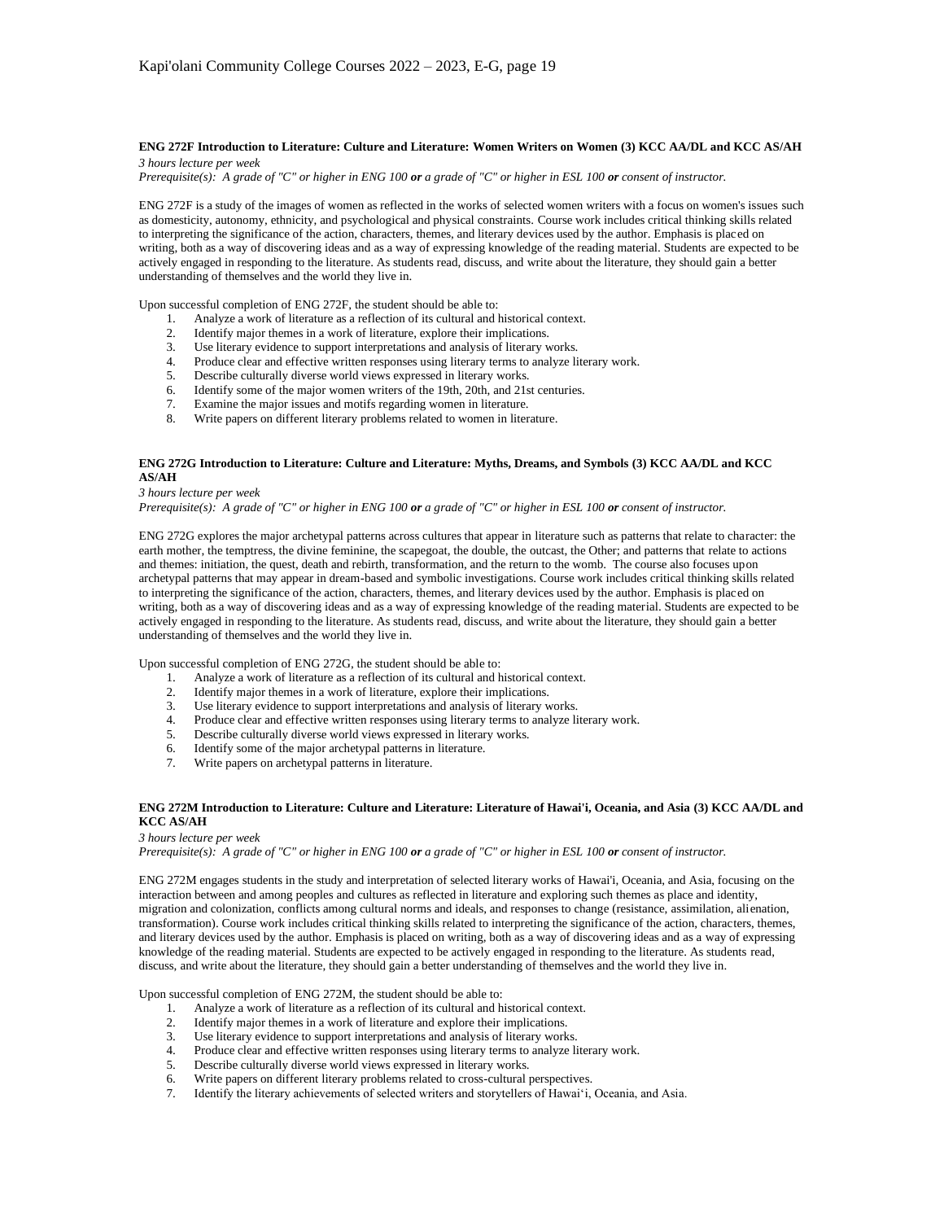**ENG 272F Introduction to Literature: Culture and Literature: Women Writers on Women (3) KCC AA/DL and KCC AS/AH**

*3 hours lecture per week*

*Prerequisite(s): A grade of "C" or higher in ENG 100* ***or*** *a grade of "C" or higher in ESL 100* ***or*** *consent of instructor.*

ENG 272F is a study of the images of women as reflected in the works of selected women writers with a focus on women's issues such as domesticity, autonomy, ethnicity, and psychological and physical constraints. Course work includes critical thinking skills related to interpreting the significance of the action, characters, themes, and literary devices used by the author. Emphasis is placed on writing, both as a way of discovering ideas and as a way of expressing knowledge of the reading material. Students are expected to be actively engaged in responding to the literature. As students read, discuss, and write about the literature, they should gain a better understanding of themselves and the world they live in.

Upon successful completion of ENG 272F, the student should be able to:

1. Analyze a work of literature as a reflection of its cultural and historical context.
2. Identify major themes in a work of literature, explore their implications.
3. Use literary evidence to support interpretations and analysis of literary works.
4. Produce clear and effective written responses using literary terms to analyze literary work.
5. Describe culturally diverse world views expressed in literary works.
6. Identify some of the major women writers of the 19th, 20th, and 21st centuries.
7. Examine the major issues and motifs regarding women in literature.
8. Write papers on different literary problems related to women in literature.

**ENG 272G Introduction to Literature: Culture and Literature: Myths, Dreams, and Symbols (3) KCC AA/DL and KCC AS/AH**

*3 hours lecture per week*

*Prerequisite(s): A grade of "C" or higher in ENG 100* ***or*** *a grade of "C" or higher in ESL 100* ***or*** *consent of instructor.*

ENG 272G explores the major archetypal patterns across cultures that appear in literature such as patterns that relate to character: the earth mother, the temptress, the divine feminine, the scapegoat, the double, the outcast, the Other; and patterns that relate to actions and themes: initiation, the quest, death and rebirth, transformation, and the return to the womb. The course also focuses upon archetypal patterns that may appear in dream-based and symbolic investigations. Course work includes critical thinking skills related to interpreting the significance of the action, characters, themes, and literary devices used by the author. Emphasis is placed on writing, both as a way of discovering ideas and as a way of expressing knowledge of the reading material. Students are expected to be actively engaged in responding to the literature. As students read, discuss, and write about the literature, they should gain a better understanding of themselves and the world they live in.

Upon successful completion of ENG 272G, the student should be able to:

1. Analyze a work of literature as a reflection of its cultural and historical context.
2. Identify major themes in a work of literature, explore their implications.
3. Use literary evidence to support interpretations and analysis of literary works.
4. Produce clear and effective written responses using literary terms to analyze literary work.
5. Describe culturally diverse world views expressed in literary works.
6. Identify some of the major archetypal patterns in literature.
7. Write papers on archetypal patterns in literature.

**ENG 272M Introduction to Literature: Culture and Literature: Literature of Hawai'i, Oceania, and Asia (3) KCC AA/DL and KCC AS/AH**

*3 hours lecture per week*

*Prerequisite(s): A grade of "C" or higher in ENG 100* ***or*** *a grade of "C" or higher in ESL 100* ***or*** *consent of instructor.*

ENG 272M engages students in the study and interpretation of selected literary works of Hawai'i, Oceania, and Asia, focusing on the interaction between and among peoples and cultures as reflected in literature and exploring such themes as place and identity, migration and colonization, conflicts among cultural norms and ideals, and responses to change (resistance, assimilation, alienation, transformation). Course work includes critical thinking skills related to interpreting the significance of the action, characters, themes, and literary devices used by the author. Emphasis is placed on writing, both as a way of discovering ideas and as a way of expressing knowledge of the reading material. Students are expected to be actively engaged in responding to the literature. As students read, discuss, and write about the literature, they should gain a better understanding of themselves and the world they live in.

Upon successful completion of ENG 272M, the student should be able to:

1. Analyze a work of literature as a reflection of its cultural and historical context.
2. Identify major themes in a work of literature and explore their implications.
3. Use literary evidence to support interpretations and analysis of literary works.
4. Produce clear and effective written responses using literary terms to analyze literary work.
5. Describe culturally diverse world views expressed in literary works.
6. Write papers on different literary problems related to cross-cultural perspectives.
7. Identify the literary achievements of selected writers and storytellers of Hawai'i, Oceania, and Asia.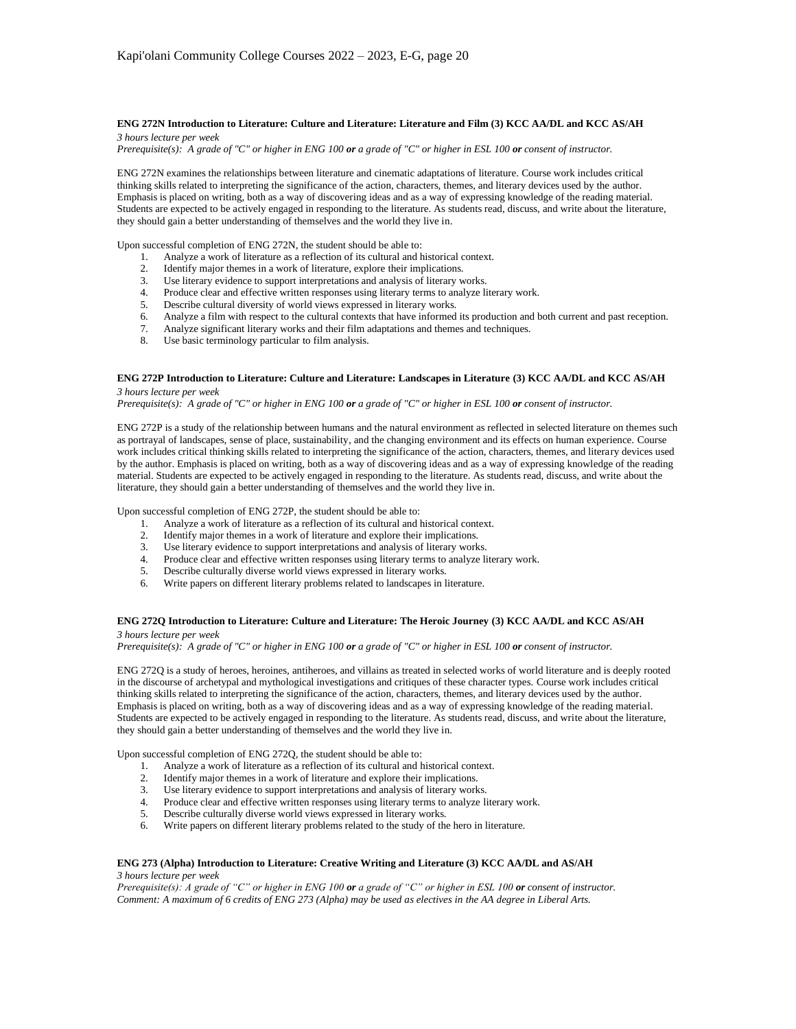**ENG 272N Introduction to Literature: Culture and Literature: Literature and Film (3) KCC AA/DL and KCC AS/AH**

*3 hours lecture per week*

*Prerequisite(s): A grade of "C" or higher in ENG 100* ***or*** *a grade of "C" or higher in ESL 100* ***or*** *consent of instructor.*

ENG 272N examines the relationships between literature and cinematic adaptations of literature. Course work includes critical thinking skills related to interpreting the significance of the action, characters, themes, and literary devices used by the author. Emphasis is placed on writing, both as a way of discovering ideas and as a way of expressing knowledge of the reading material. Students are expected to be actively engaged in responding to the literature. As students read, discuss, and write about the literature, they should gain a better understanding of themselves and the world they live in.

Upon successful completion of ENG 272N, the student should be able to:

1. Analyze a work of literature as a reflection of its cultural and historical context.
2. Identify major themes in a work of literature, explore their implications.
3. Use literary evidence to support interpretations and analysis of literary works.
4. Produce clear and effective written responses using literary terms to analyze literary work.
5. Describe cultural diversity of world views expressed in literary works.
6. Analyze a film with respect to the cultural contexts that have informed its production and both current and past reception.
7. Analyze significant literary works and their film adaptations and themes and techniques.
8. Use basic terminology particular to film analysis.

**ENG 272P Introduction to Literature: Culture and Literature: Landscapes in Literature (3) KCC AA/DL and KCC AS/AH**

*3 hours lecture per week*

*Prerequisite(s): A grade of "C" or higher in ENG 100* ***or*** *a grade of "C" or higher in ESL 100* ***or*** *consent of instructor.*

ENG 272P is a study of the relationship between humans and the natural environment as reflected in selected literature on themes such as portrayal of landscapes, sense of place, sustainability, and the changing environment and its effects on human experience. Course work includes critical thinking skills related to interpreting the significance of the action, characters, themes, and literary devices used by the author. Emphasis is placed on writing, both as a way of discovering ideas and as a way of expressing knowledge of the reading material. Students are expected to be actively engaged in responding to the literature. As students read, discuss, and write about the literature, they should gain a better understanding of themselves and the world they live in.

Upon successful completion of ENG 272P, the student should be able to:

1. Analyze a work of literature as a reflection of its cultural and historical context.
2. Identify major themes in a work of literature and explore their implications.
3. Use literary evidence to support interpretations and analysis of literary works.
4. Produce clear and effective written responses using literary terms to analyze literary work.
5. Describe culturally diverse world views expressed in literary works.
6. Write papers on different literary problems related to landscapes in literature.

**ENG 272Q Introduction to Literature: Culture and Literature: The Heroic Journey (3) KCC AA/DL and KCC AS/AH**

*3 hours lecture per week*

*Prerequisite(s): A grade of "C" or higher in ENG 100* ***or*** *a grade of "C" or higher in ESL 100* ***or*** *consent of instructor.*

ENG 272Q is a study of heroes, heroines, antiheroes, and villains as treated in selected works of world literature and is deeply rooted in the discourse of archetypal and mythological investigations and critiques of these character types. Course work includes critical thinking skills related to interpreting the significance of the action, characters, themes, and literary devices used by the author. Emphasis is placed on writing, both as a way of discovering ideas and as a way of expressing knowledge of the reading material. Students are expected to be actively engaged in responding to the literature. As students read, discuss, and write about the literature, they should gain a better understanding of themselves and the world they live in.

Upon successful completion of ENG 272Q, the student should be able to:

1. Analyze a work of literature as a reflection of its cultural and historical context.
2. Identify major themes in a work of literature and explore their implications.
3. Use literary evidence to support interpretations and analysis of literary works.
4. Produce clear and effective written responses using literary terms to analyze literary work.
5. Describe culturally diverse world views expressed in literary works.
6. Write papers on different literary problems related to the study of the hero in literature.

**ENG 273 (Alpha) Introduction to Literature: Creative Writing and Literature (3) KCC AA/DL and AS/AH**

*3 hours lecture per week*

*Prerequisite(s): A grade of "C" or higher in ENG 100* ***or*** *a grade of "C" or higher in ESL 100* ***or*** *consent of instructor.*

*Comment: A maximum of 6 credits of ENG 273 (Alpha) may be used as electives in the AA degree in Liberal Arts.*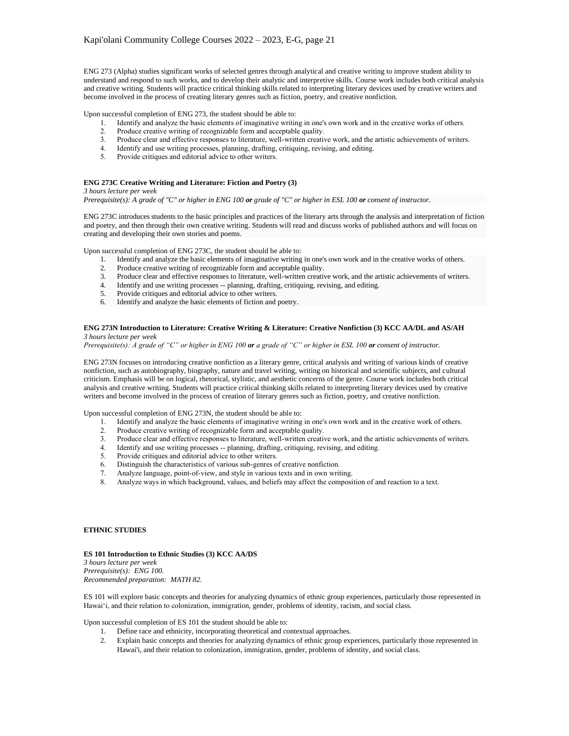ENG 273 (Alpha) studies significant works of selected genres through analytical and creative writing to improve student ability to understand and respond to such works, and to develop their analytic and interpretive skills. Course work includes both critical analysis and creative writing. Students will practice critical thinking skills related to interpreting literary devices used by creative writers and become involved in the process of creating literary genres such as fiction, poetry, and creative nonfiction.

Upon successful completion of ENG 273, the student should be able to:

1. Identify and analyze the basic elements of imaginative writing in one's own work and in the creative works of others.
2. Produce creative writing of recognizable form and acceptable quality.
3. Produce clear and effective responses to literature, well-written creative work, and the artistic achievements of writers.
4. Identify and use writing processes, planning, drafting, critiquing, revising, and editing.
5. Provide critiques and editorial advice to other writers.

**ENG 273C Creative Writing and Literature: Fiction and Poetry (3)**

*3 hours lecture per week*

*Prerequisite(s): A grade of "C" or higher in ENG 100 **or** grade of "C" or higher in ESL 100 **or** consent of instructor.*

ENG 273C introduces students to the basic principles and practices of the literary arts through the analysis and interpretation of fiction and poetry, and then through their own creative writing. Students will read and discuss works of published authors and will focus on creating and developing their own stories and poems.

Upon successful completion of ENG 273C, the student should be able to:

1. Identify and analyze the basic elements of imaginative writing in one's own work and in the creative works of others.
2. Produce creative writing of recognizable form and acceptable quality.
3. Produce clear and effective responses to literature, well-written creative work, and the artistic achievements of writers.
4. Identify and use writing processes -- planning, drafting, critiquing, revising, and editing.
5. Provide critiques and editorial advice to other writers.
6. Identify and analyze the basic elements of fiction and poetry.

**ENG 273N Introduction to Literature: Creative Writing & Literature: Creative Nonfiction (3) KCC AA/DL and AS/AH**

*3 hours lecture per week*

*Prerequisite(s): A grade of "C" or higher in ENG 100 **or** a grade of "C" or higher in ESL 100 **or** consent of instructor.*

ENG 273N focuses on introducing creative nonfiction as a literary genre, critical analysis and writing of various kinds of creative nonfiction, such as autobiography, biography, nature and travel writing, writing on historical and scientific subjects, and cultural criticism. Emphasis will be on logical, rhetorical, stylistic, and aesthetic concerns of the genre. Course work includes both critical analysis and creative writing. Students will practice critical thinking skills related to interpreting literary devices used by creative writers and become involved in the process of creation of literary genres such as fiction, poetry, and creative nonfiction.

Upon successful completion of ENG 273N, the student should be able to:

1. Identify and analyze the basic elements of imaginative writing in one's own work and in the creative work of others.
2. Produce creative writing of recognizable form and acceptable quality.
3. Produce clear and effective responses to literature, well-written creative work, and the artistic achievements of writers.
4. Identify and use writing processes -- planning, drafting, critiquing, revising, and editing.
5. Provide critiques and editorial advice to other writers.
6. Distinguish the characteristics of various sub-genres of creative nonfiction.
7. Analyze language, point-of-view, and style in various texts and in own writing.
8. Analyze ways in which background, values, and beliefs may affect the composition of and reaction to a text.

## ETHNIC STUDIES

**ES 101 Introduction to Ethnic Studies (3) KCC AA/DS**

*3 hours lecture per week*

*Prerequisite(s): ENG 100.*

*Recommended preparation: MATH 82.*

ES 101 will explore basic concepts and theories for analyzing dynamics of ethnic group experiences, particularly those represented in Hawaiʻi, and their relation to colonization, immigration, gender, problems of identity, racism, and social class.

Upon successful completion of ES 101 the student should be able to:

1. Define race and ethnicity, incorporating theoretical and contextual approaches.
2. Explain basic concepts and theories for analyzing dynamics of ethnic group experiences, particularly those represented in Hawai'i, and their relation to colonization, immigration, gender, problems of identity, and social class.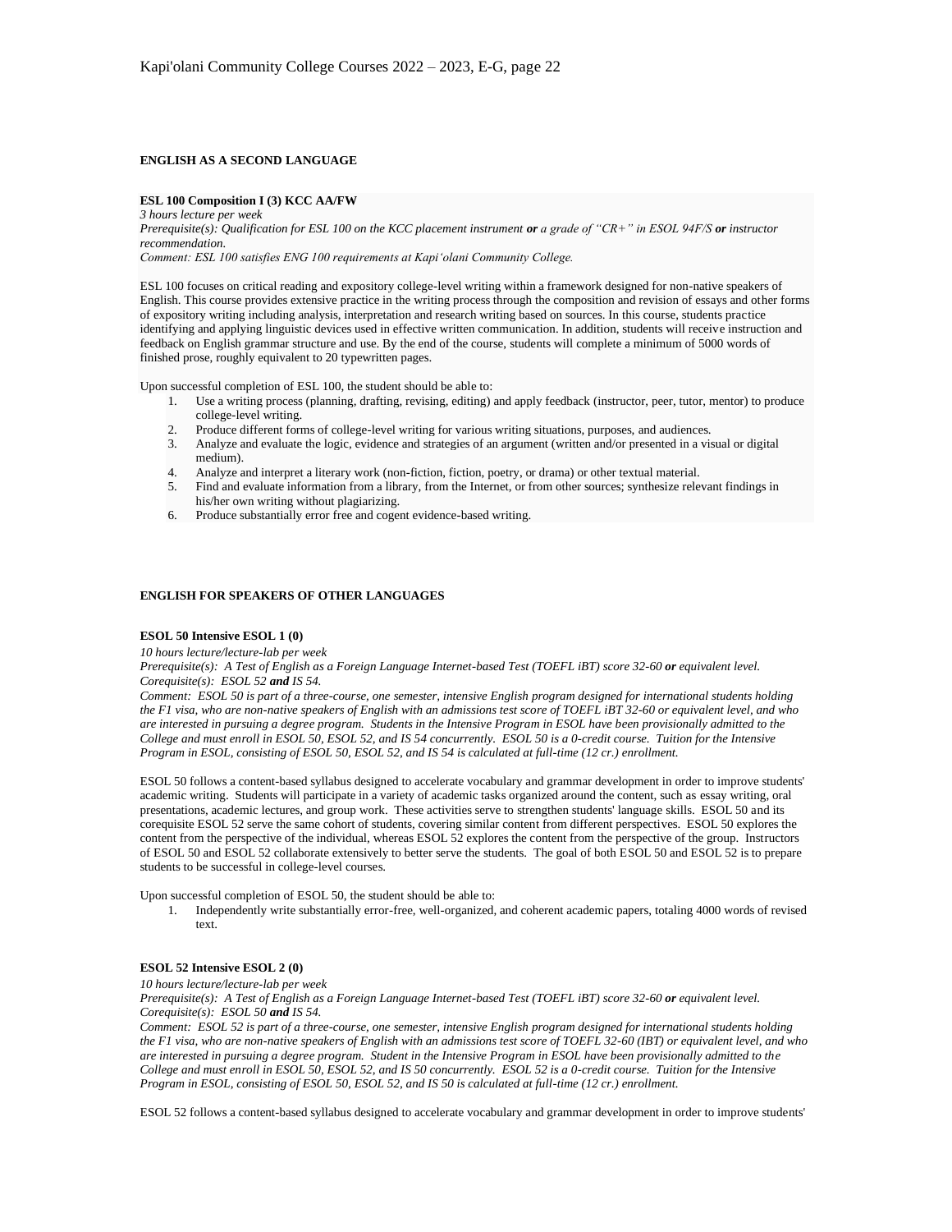## ENGLISH AS A SECOND LANGUAGE

**ESL 100 Composition I (3) KCC AA/FW**
*3 hours lecture per week*
*Prerequisite(s): Qualification for ESL 100 on the KCC placement instrument **or** a grade of "CR+" in ESOL 94F/S **or** instructor recommendation.*
*Comment: ESL 100 satisfies ENG 100 requirements at Kapi'olani Community College.*

ESL 100 focuses on critical reading and expository college-level writing within a framework designed for non-native speakers of English. This course provides extensive practice in the writing process through the composition and revision of essays and other forms of expository writing including analysis, interpretation and research writing based on sources. In this course, students practice identifying and applying linguistic devices used in effective written communication. In addition, students will receive instruction and feedback on English grammar structure and use. By the end of the course, students will complete a minimum of 5000 words of finished prose, roughly equivalent to 20 typewritten pages.

Upon successful completion of ESL 100, the student should be able to:

1. Use a writing process (planning, drafting, revising, editing) and apply feedback (instructor, peer, tutor, mentor) to produce college-level writing.
2. Produce different forms of college-level writing for various writing situations, purposes, and audiences.
3. Analyze and evaluate the logic, evidence and strategies of an argument (written and/or presented in a visual or digital medium).
4. Analyze and interpret a literary work (non-fiction, fiction, poetry, or drama) or other textual material.
5. Find and evaluate information from a library, from the Internet, or from other sources; synthesize relevant findings in his/her own writing without plagiarizing.
6. Produce substantially error free and cogent evidence-based writing.

## ENGLISH FOR SPEAKERS OF OTHER LANGUAGES

**ESOL 50 Intensive ESOL 1 (0)**
*10 hours lecture/lecture-lab per week*
*Prerequisite(s): A Test of English as a Foreign Language Internet-based Test (TOEFL iBT) score 32-60 **or** equivalent level.*
*Corequisite(s): ESOL 52 **and** IS 54.*
*Comment: ESOL 50 is part of a three-course, one semester, intensive English program designed for international students holding the F1 visa, who are non-native speakers of English with an admissions test score of TOEFL iBT 32-60 or equivalent level, and who are interested in pursuing a degree program. Students in the Intensive Program in ESOL have been provisionally admitted to the College and must enroll in ESOL 50, ESOL 52, and IS 54 concurrently. ESOL 50 is a 0-credit course. Tuition for the Intensive Program in ESOL, consisting of ESOL 50, ESOL 52, and IS 54 is calculated at full-time (12 cr.) enrollment.*

ESOL 50 follows a content-based syllabus designed to accelerate vocabulary and grammar development in order to improve students' academic writing. Students will participate in a variety of academic tasks organized around the content, such as essay writing, oral presentations, academic lectures, and group work. These activities serve to strengthen students' language skills. ESOL 50 and its corequisite ESOL 52 serve the same cohort of students, covering similar content from different perspectives. ESOL 50 explores the content from the perspective of the individual, whereas ESOL 52 explores the content from the perspective of the group. Instructors of ESOL 50 and ESOL 52 collaborate extensively to better serve the students. The goal of both ESOL 50 and ESOL 52 is to prepare students to be successful in college-level courses.

Upon successful completion of ESOL 50, the student should be able to:

1. Independently write substantially error-free, well-organized, and coherent academic papers, totaling 4000 words of revised text.

**ESOL 52 Intensive ESOL 2 (0)**
*10 hours lecture/lecture-lab per week*
*Prerequisite(s): A Test of English as a Foreign Language Internet-based Test (TOEFL iBT) score 32-60 **or** equivalent level.*
*Corequisite(s): ESOL 50 **and** IS 54.*
*Comment: ESOL 52 is part of a three-course, one semester, intensive English program designed for international students holding the F1 visa, who are non-native speakers of English with an admissions test score of TOEFL 32-60 (IBT) or equivalent level, and who are interested in pursuing a degree program. Student in the Intensive Program in ESOL have been provisionally admitted to the College and must enroll in ESOL 50, ESOL 52, and IS 50 concurrently. ESOL 52 is a 0-credit course. Tuition for the Intensive Program in ESOL, consisting of ESOL 50, ESOL 52, and IS 50 is calculated at full-time (12 cr.) enrollment.*

ESOL 52 follows a content-based syllabus designed to accelerate vocabulary and grammar development in order to improve students'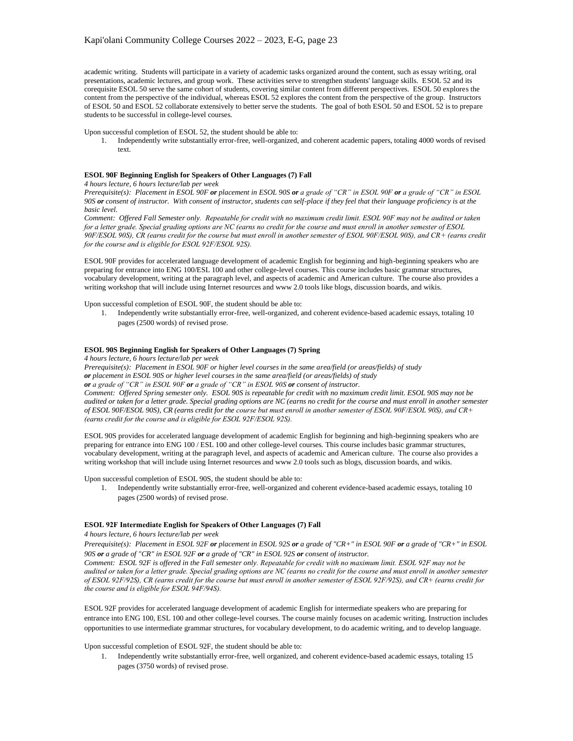academic writing. Students will participate in a variety of academic tasks organized around the content, such as essay writing, oral presentations, academic lectures, and group work. These activities serve to strengthen students' language skills. ESOL 52 and its corequisite ESOL 50 serve the same cohort of students, covering similar content from different perspectives. ESOL 50 explores the content from the perspective of the individual, whereas ESOL 52 explores the content from the perspective of the group. Instructors of ESOL 50 and ESOL 52 collaborate extensively to better serve the students. The goal of both ESOL 50 and ESOL 52 is to prepare students to be successful in college-level courses.

Upon successful completion of ESOL 52, the student should be able to:

1. Independently write substantially error-free, well-organized, and coherent academic papers, totaling 4000 words of revised text.

**ESOL 90F Beginning English for Speakers of Other Languages (7) Fall**

*4 hours lecture, 6 hours lecture/lab per week*

*Prerequisite(s): Placement in ESOL 90F **or** placement in ESOL 90S **or** a grade of "CR" in ESOL 90F **or** a grade of "CR" in ESOL 90S **or** consent of instructor. With consent of instructor, students can self-place if they feel that their language proficiency is at the basic level.*

*Comment: Offered Fall Semester only. Repeatable for credit with no maximum credit limit. ESOL 90F may not be audited or taken for a letter grade. Special grading options are NC (earns no credit for the course and must enroll in another semester of ESOL 90F/ESOL 90S), CR (earns credit for the course but must enroll in another semester of ESOL 90F/ESOL 90S), and CR+ (earns credit for the course and is eligible for ESOL 92F/ESOL 92S).*

ESOL 90F provides for accelerated language development of academic English for beginning and high-beginning speakers who are preparing for entrance into ENG 100/ESL 100 and other college-level courses. This course includes basic grammar structures, vocabulary development, writing at the paragraph level, and aspects of academic and American culture. The course also provides a writing workshop that will include using Internet resources and www 2.0 tools like blogs, discussion boards, and wikis.

Upon successful completion of ESOL 90F, the student should be able to:

1. Independently write substantially error-free, well-organized, and coherent evidence-based academic essays, totaling 10 pages (2500 words) of revised prose.

**ESOL 90S Beginning English for Speakers of Other Languages (7) Spring**

*4 hours lecture, 6 hours lecture/lab per week*

*Prerequisite(s): Placement in ESOL 90F or higher level courses in the same area/field (or areas/fields) of study **or** placement in ESOL 90S or higher level courses in the same area/field (or areas/fields) of study **or** a grade of "CR" in ESOL 90F **or** a grade of "CR" in ESOL 90S **or** consent of instructor.*

*Comment: Offered Spring semester only. ESOL 90S is repeatable for credit with no maximum credit limit. ESOL 90S may not be audited or taken for a letter grade. Special grading options are NC (earns no credit for the course and must enroll in another semester of ESOL 90F/ESOL 90S), CR (earns credit for the course but must enroll in another semester of ESOL 90F/ESOL 90S), and CR+ (earns credit for the course and is eligible for ESOL 92F/ESOL 92S).*

ESOL 90S provides for accelerated language development of academic English for beginning and high-beginning speakers who are preparing for entrance into ENG 100 / ESL 100 and other college-level courses. This course includes basic grammar structures, vocabulary development, writing at the paragraph level, and aspects of academic and American culture. The course also provides a writing workshop that will include using Internet resources and www 2.0 tools such as blogs, discussion boards, and wikis.

Upon successful completion of ESOL 90S, the student should be able to:

1. Independently write substantially error-free, well-organized and coherent evidence-based academic essays, totaling 10 pages (2500 words) of revised prose.

**ESOL 92F Intermediate English for Speakers of Other Languages (7) Fall**

*4 hours lecture, 6 hours lecture/lab per week*

*Prerequisite(s): Placement in ESOL 92F **or** placement in ESOL 92S **or** a grade of "CR+" in ESOL 90F **or** a grade of "CR+" in ESOL 90S **or** a grade of "CR" in ESOL 92F **or** a grade of "CR" in ESOL 92S **or** consent of instructor.*

*Comment: ESOL 92F is offered in the Fall semester only. Repeatable for credit with no maximum limit. ESOL 92F may not be audited or taken for a letter grade. Special grading options are NC (earns no credit for the course and must enroll in another semester of ESOL 92F/92S), CR (earns credit for the course but must enroll in another semester of ESOL 92F/92S), and CR+ (earns credit for the course and is eligible for ESOL 94F/94S).*

ESOL 92F provides for accelerated language development of academic English for intermediate speakers who are preparing for entrance into ENG 100, ESL 100 and other college-level courses. The course mainly focuses on academic writing. Instruction includes opportunities to use intermediate grammar structures, for vocabulary development, to do academic writing, and to develop language.

Upon successful completion of ESOL 92F, the student should be able to:

1. Independently write substantially error-free, well organized, and coherent evidence-based academic essays, totaling 15 pages (3750 words) of revised prose.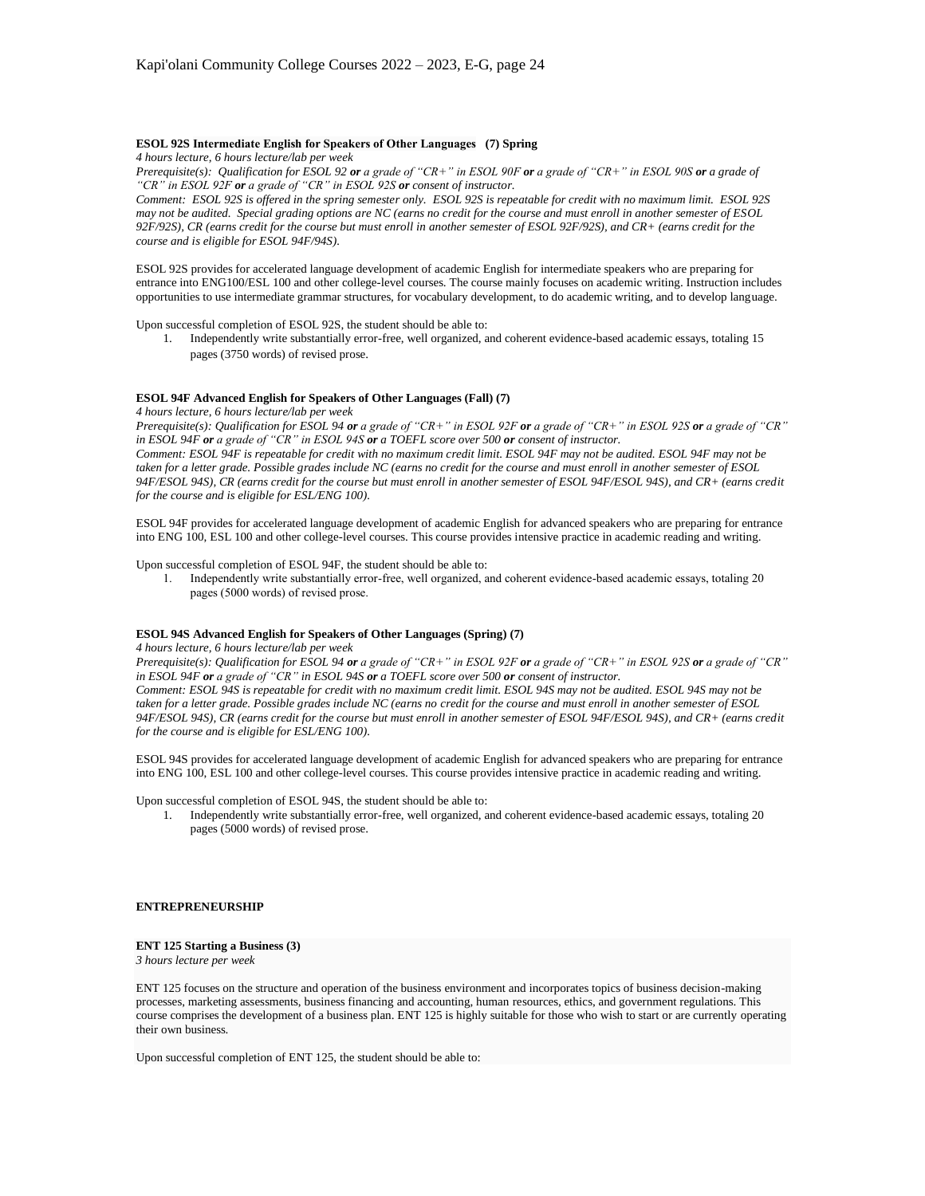**ESOL 92S Intermediate English for Speakers of Other Languages (7) Spring**

*4 hours lecture, 6 hours lecture/lab per week*

*Prerequisite(s): Qualification for ESOL 92* ***or*** *a grade of "CR+" in ESOL 90F* ***or*** *a grade of "CR+" in ESOL 90S* ***or*** *a grade of "CR" in ESOL 92F* ***or*** *a grade of "CR" in ESOL 92S* ***or*** *consent of instructor.*

*Comment: ESOL 92S is offered in the spring semester only. ESOL 92S is repeatable for credit with no maximum limit. ESOL 92S may not be audited. Special grading options are NC (earns no credit for the course and must enroll in another semester of ESOL 92F/92S), CR (earns credit for the course but must enroll in another semester of ESOL 92F/92S), and CR+ (earns credit for the course and is eligible for ESOL 94F/94S).*

ESOL 92S provides for accelerated language development of academic English for intermediate speakers who are preparing for entrance into ENG100/ESL 100 and other college-level courses. The course mainly focuses on academic writing. Instruction includes opportunities to use intermediate grammar structures, for vocabulary development, to do academic writing, and to develop language.

Upon successful completion of ESOL 92S, the student should be able to:

1. Independently write substantially error-free, well organized, and coherent evidence-based academic essays, totaling 15 pages (3750 words) of revised prose.

**ESOL 94F Advanced English for Speakers of Other Languages (Fall) (7)**

*4 hours lecture, 6 hours lecture/lab per week*

*Prerequisite(s): Qualification for ESOL 94* ***or*** *a grade of "CR+" in ESOL 92F* ***or*** *a grade of "CR+" in ESOL 92S* ***or*** *a grade of "CR" in ESOL 94F* ***or*** *a grade of "CR" in ESOL 94S* ***or*** *a TOEFL score over 500* ***or*** *consent of instructor.*

*Comment: ESOL 94F is repeatable for credit with no maximum credit limit. ESOL 94F may not be audited. ESOL 94F may not be taken for a letter grade. Possible grades include NC (earns no credit for the course and must enroll in another semester of ESOL 94F/ESOL 94S), CR (earns credit for the course but must enroll in another semester of ESOL 94F/ESOL 94S), and CR+ (earns credit for the course and is eligible for ESL/ENG 100).*

ESOL 94F provides for accelerated language development of academic English for advanced speakers who are preparing for entrance into ENG 100, ESL 100 and other college-level courses. This course provides intensive practice in academic reading and writing.

Upon successful completion of ESOL 94F, the student should be able to:

1. Independently write substantially error-free, well organized, and coherent evidence-based academic essays, totaling 20 pages (5000 words) of revised prose.

**ESOL 94S Advanced English for Speakers of Other Languages (Spring) (7)**

*4 hours lecture, 6 hours lecture/lab per week*

*Prerequisite(s): Qualification for ESOL 94* ***or*** *a grade of "CR+" in ESOL 92F* ***or*** *a grade of "CR+" in ESOL 92S* ***or*** *a grade of "CR" in ESOL 94F* ***or*** *a grade of "CR" in ESOL 94S* ***or*** *a TOEFL score over 500* ***or*** *consent of instructor.*

*Comment: ESOL 94S is repeatable for credit with no maximum credit limit. ESOL 94S may not be audited. ESOL 94S may not be taken for a letter grade. Possible grades include NC (earns no credit for the course and must enroll in another semester of ESOL 94F/ESOL 94S), CR (earns credit for the course but must enroll in another semester of ESOL 94F/ESOL 94S), and CR+ (earns credit for the course and is eligible for ESL/ENG 100).*

ESOL 94S provides for accelerated language development of academic English for advanced speakers who are preparing for entrance into ENG 100, ESL 100 and other college-level courses. This course provides intensive practice in academic reading and writing.

Upon successful completion of ESOL 94S, the student should be able to:

1. Independently write substantially error-free, well organized, and coherent evidence-based academic essays, totaling 20 pages (5000 words) of revised prose.

**ENTREPRENEURSHIP**

**ENT 125 Starting a Business (3)**

*3 hours lecture per week*

ENT 125 focuses on the structure and operation of the business environment and incorporates topics of business decision-making processes, marketing assessments, business financing and accounting, human resources, ethics, and government regulations. This course comprises the development of a business plan. ENT 125 is highly suitable for those who wish to start or are currently operating their own business.

Upon successful completion of ENT 125, the student should be able to: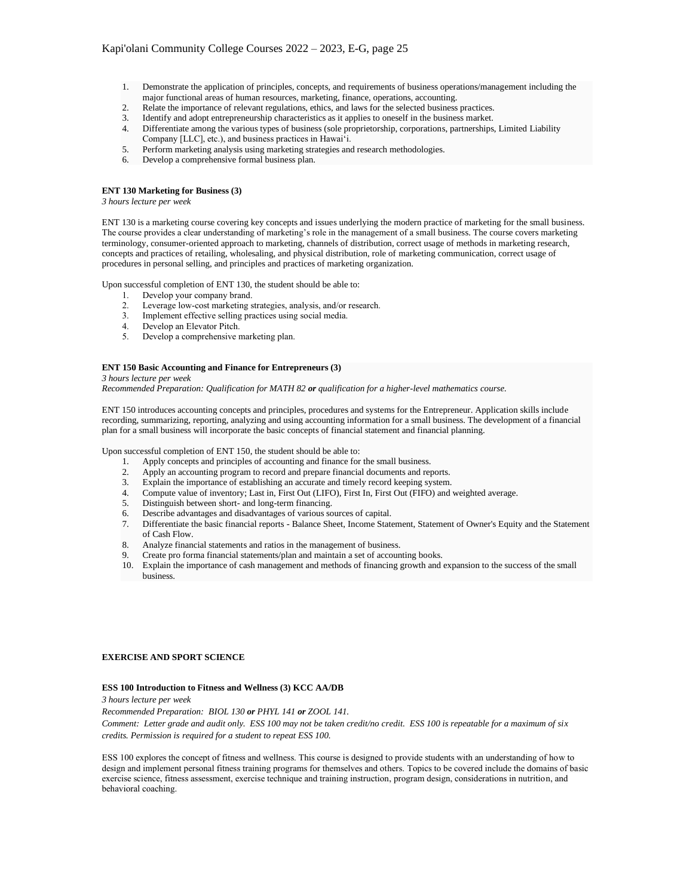1. Demonstrate the application of principles, concepts, and requirements of business operations/management including the major functional areas of human resources, marketing, finance, operations, accounting.
2. Relate the importance of relevant regulations, ethics, and laws for the selected business practices.
3. Identify and adopt entrepreneurship characteristics as it applies to oneself in the business market.
4. Differentiate among the various types of business (sole proprietorship, corporations, partnerships, Limited Liability Company [LLC], etc.), and business practices in Hawai'i.
5. Perform marketing analysis using marketing strategies and research methodologies.
6. Develop a comprehensive formal business plan.

**ENT 130 Marketing for Business (3)**
*3 hours lecture per week*

ENT 130 is a marketing course covering key concepts and issues underlying the modern practice of marketing for the small business. The course provides a clear understanding of marketing's role in the management of a small business. The course covers marketing terminology, consumer-oriented approach to marketing, channels of distribution, correct usage of methods in marketing research, concepts and practices of retailing, wholesaling, and physical distribution, role of marketing communication, correct usage of procedures in personal selling, and principles and practices of marketing organization.

Upon successful completion of ENT 130, the student should be able to:

1. Develop your company brand.
2. Leverage low-cost marketing strategies, analysis, and/or research.
3. Implement effective selling practices using social media.
4. Develop an Elevator Pitch.
5. Develop a comprehensive marketing plan.

**ENT 150 Basic Accounting and Finance for Entrepreneurs (3)**
*3 hours lecture per week*
*Recommended Preparation: Qualification for MATH 82* ***or*** *qualification for a higher-level mathematics course.*

ENT 150 introduces accounting concepts and principles, procedures and systems for the Entrepreneur. Application skills include recording, summarizing, reporting, analyzing and using accounting information for a small business. The development of a financial plan for a small business will incorporate the basic concepts of financial statement and financial planning.

Upon successful completion of ENT 150, the student should be able to:

1. Apply concepts and principles of accounting and finance for the small business.
2. Apply an accounting program to record and prepare financial documents and reports.
3. Explain the importance of establishing an accurate and timely record keeping system.
4. Compute value of inventory; Last in, First Out (LIFO), First In, First Out (FIFO) and weighted average.
5. Distinguish between short- and long-term financing.
6. Describe advantages and disadvantages of various sources of capital.
7. Differentiate the basic financial reports - Balance Sheet, Income Statement, Statement of Owner's Equity and the Statement of Cash Flow.
8. Analyze financial statements and ratios in the management of business.
9. Create pro forma financial statements/plan and maintain a set of accounting books.
10. Explain the importance of cash management and methods of financing growth and expansion to the success of the small business.

## EXERCISE AND SPORT SCIENCE

**ESS 100 Introduction to Fitness and Wellness (3) KCC AA/DB**
*3 hours lecture per week*
*Recommended Preparation: BIOL 130* ***or*** *PHYL 141* ***or*** *ZOOL 141.*
*Comment: Letter grade and audit only. ESS 100 may not be taken credit/no credit. ESS 100 is repeatable for a maximum of six credits. Permission is required for a student to repeat ESS 100.*

ESS 100 explores the concept of fitness and wellness. This course is designed to provide students with an understanding of how to design and implement personal fitness training programs for themselves and others. Topics to be covered include the domains of basic exercise science, fitness assessment, exercise technique and training instruction, program design, considerations in nutrition, and behavioral coaching.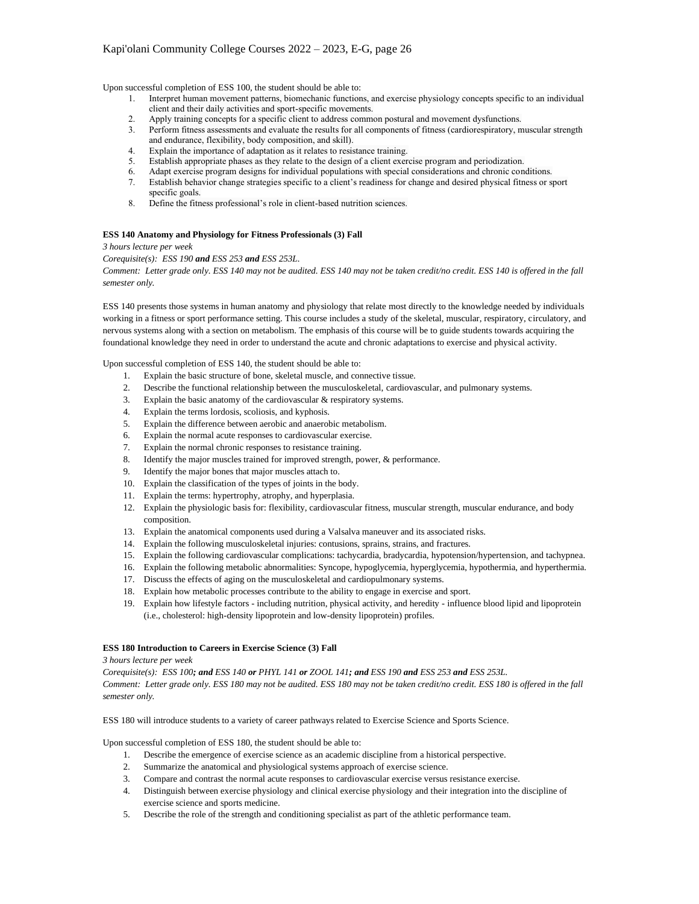Upon successful completion of ESS 100, the student should be able to:

1. Interpret human movement patterns, biomechanic functions, and exercise physiology concepts specific to an individual client and their daily activities and sport-specific movements.
2. Apply training concepts for a specific client to address common postural and movement dysfunctions.
3. Perform fitness assessments and evaluate the results for all components of fitness (cardiorespiratory, muscular strength and endurance, flexibility, body composition, and skill).
4. Explain the importance of adaptation as it relates to resistance training.
5. Establish appropriate phases as they relate to the design of a client exercise program and periodization.
6. Adapt exercise program designs for individual populations with special considerations and chronic conditions.
7. Establish behavior change strategies specific to a client's readiness for change and desired physical fitness or sport specific goals.
8. Define the fitness professional's role in client-based nutrition sciences.

**ESS 140 Anatomy and Physiology for Fitness Professionals (3) Fall**

*3 hours lecture per week*

*Corequisite(s): ESS 190* ***and*** *ESS 253* ***and*** *ESS 253L.*

*Comment: Letter grade only. ESS 140 may not be audited. ESS 140 may not be taken credit/no credit. ESS 140 is offered in the fall semester only.*

ESS 140 presents those systems in human anatomy and physiology that relate most directly to the knowledge needed by individuals working in a fitness or sport performance setting. This course includes a study of the skeletal, muscular, respiratory, circulatory, and nervous systems along with a section on metabolism. The emphasis of this course will be to guide students towards acquiring the foundational knowledge they need in order to understand the acute and chronic adaptations to exercise and physical activity.

Upon successful completion of ESS 140, the student should be able to:

1. Explain the basic structure of bone, skeletal muscle, and connective tissue.
2. Describe the functional relationship between the musculoskeletal, cardiovascular, and pulmonary systems.
3. Explain the basic anatomy of the cardiovascular & respiratory systems.
4. Explain the terms lordosis, scoliosis, and kyphosis.
5. Explain the difference between aerobic and anaerobic metabolism.
6. Explain the normal acute responses to cardiovascular exercise.
7. Explain the normal chronic responses to resistance training.
8. Identify the major muscles trained for improved strength, power, & performance.
9. Identify the major bones that major muscles attach to.
10. Explain the classification of the types of joints in the body.
11. Explain the terms: hypertrophy, atrophy, and hyperplasia.
12. Explain the physiologic basis for: flexibility, cardiovascular fitness, muscular strength, muscular endurance, and body composition.
13. Explain the anatomical components used during a Valsalva maneuver and its associated risks.
14. Explain the following musculoskeletal injuries: contusions, sprains, strains, and fractures.
15. Explain the following cardiovascular complications: tachycardia, bradycardia, hypotension/hypertension, and tachypnea.
16. Explain the following metabolic abnormalities: Syncope, hypoglycemia, hyperglycemia, hypothermia, and hyperthermia.
17. Discuss the effects of aging on the musculoskeletal and cardiopulmonary systems.
18. Explain how metabolic processes contribute to the ability to engage in exercise and sport.
19. Explain how lifestyle factors - including nutrition, physical activity, and heredity - influence blood lipid and lipoprotein (i.e., cholesterol: high-density lipoprotein and low-density lipoprotein) profiles.

**ESS 180 Introduction to Careers in Exercise Science (3) Fall**

*3 hours lecture per week*

*Corequisite(s): ESS 100****; and*** *ESS 140* ***or*** *PHYL 141* ***or*** *ZOOL 141****; and*** *ESS 190* ***and*** *ESS 253* ***and*** *ESS 253L.*

*Comment: Letter grade only. ESS 180 may not be audited. ESS 180 may not be taken credit/no credit. ESS 180 is offered in the fall semester only.*

ESS 180 will introduce students to a variety of career pathways related to Exercise Science and Sports Science.

Upon successful completion of ESS 180, the student should be able to:

1. Describe the emergence of exercise science as an academic discipline from a historical perspective.
2. Summarize the anatomical and physiological systems approach of exercise science.
3. Compare and contrast the normal acute responses to cardiovascular exercise versus resistance exercise.
4. Distinguish between exercise physiology and clinical exercise physiology and their integration into the discipline of exercise science and sports medicine.
5. Describe the role of the strength and conditioning specialist as part of the athletic performance team.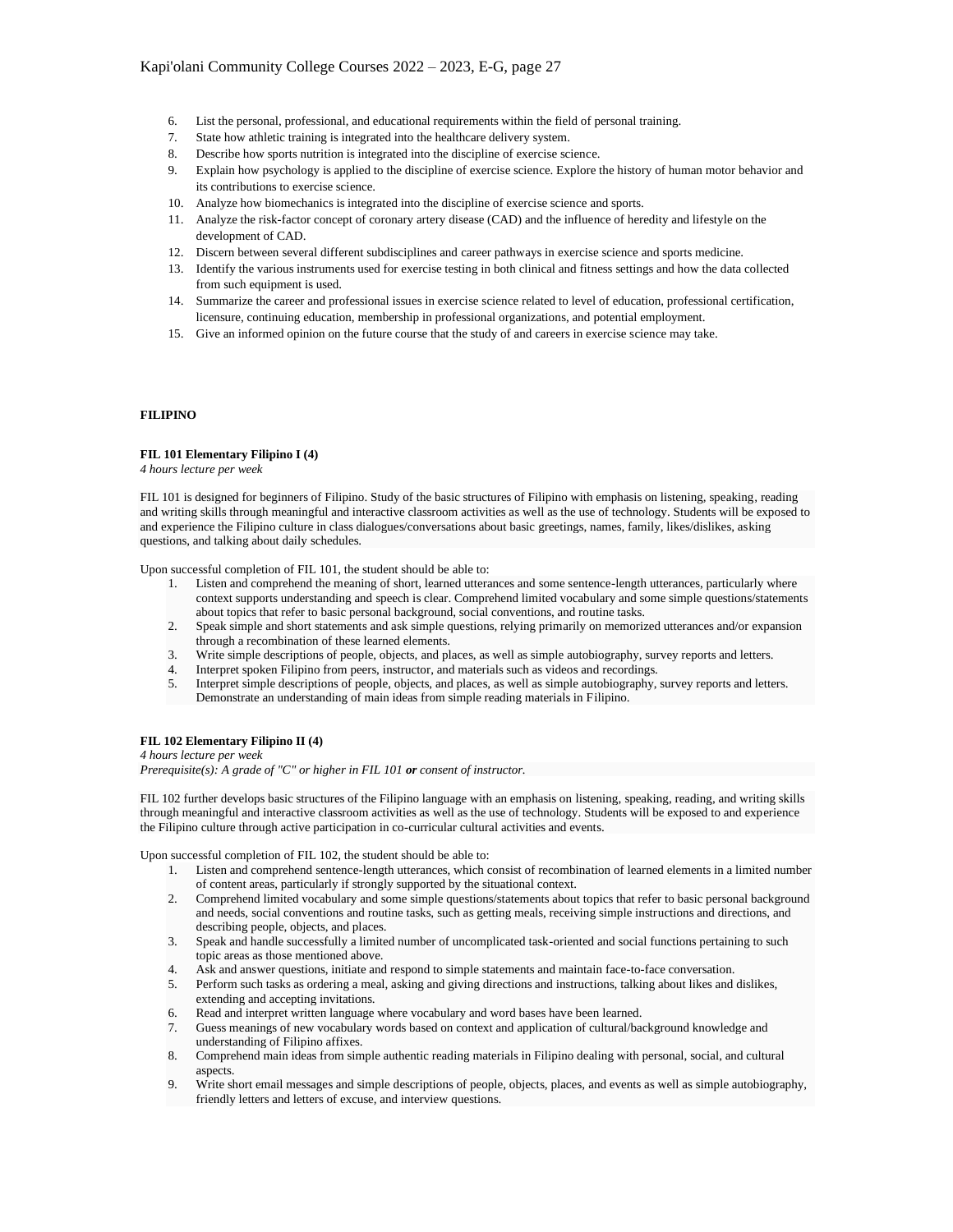6. List the personal, professional, and educational requirements within the field of personal training.
7. State how athletic training is integrated into the healthcare delivery system.
8. Describe how sports nutrition is integrated into the discipline of exercise science.
9. Explain how psychology is applied to the discipline of exercise science. Explore the history of human motor behavior and its contributions to exercise science.
10. Analyze how biomechanics is integrated into the discipline of exercise science and sports.
11. Analyze the risk-factor concept of coronary artery disease (CAD) and the influence of heredity and lifestyle on the development of CAD.
12. Discern between several different subdisciplines and career pathways in exercise science and sports medicine.
13. Identify the various instruments used for exercise testing in both clinical and fitness settings and how the data collected from such equipment is used.
14. Summarize the career and professional issues in exercise science related to level of education, professional certification, licensure, continuing education, membership in professional organizations, and potential employment.
15. Give an informed opinion on the future course that the study of and careers in exercise science may take.

## FILIPINO

### FIL 101 Elementary Filipino I (4)

*4 hours lecture per week*

FIL 101 is designed for beginners of Filipino. Study of the basic structures of Filipino with emphasis on listening, speaking, reading and writing skills through meaningful and interactive classroom activities as well as the use of technology. Students will be exposed to and experience the Filipino culture in class dialogues/conversations about basic greetings, names, family, likes/dislikes, asking questions, and talking about daily schedules.

Upon successful completion of FIL 101, the student should be able to:

1. Listen and comprehend the meaning of short, learned utterances and some sentence-length utterances, particularly where context supports understanding and speech is clear. Comprehend limited vocabulary and some simple questions/statements about topics that refer to basic personal background, social conventions, and routine tasks.
2. Speak simple and short statements and ask simple questions, relying primarily on memorized utterances and/or expansion through a recombination of these learned elements.
3. Write simple descriptions of people, objects, and places, as well as simple autobiography, survey reports and letters.
4. Interpret spoken Filipino from peers, instructor, and materials such as videos and recordings.
5. Interpret simple descriptions of people, objects, and places, as well as simple autobiography, survey reports and letters. Demonstrate an understanding of main ideas from simple reading materials in Filipino.

### FIL 102 Elementary Filipino II (4)

*4 hours lecture per week*
*Prerequisite(s): A grade of "C" or higher in FIL 101* ***or*** *consent of instructor.*

FIL 102 further develops basic structures of the Filipino language with an emphasis on listening, speaking, reading, and writing skills through meaningful and interactive classroom activities as well as the use of technology. Students will be exposed to and experience the Filipino culture through active participation in co-curricular cultural activities and events.

Upon successful completion of FIL 102, the student should be able to:

1. Listen and comprehend sentence-length utterances, which consist of recombination of learned elements in a limited number of content areas, particularly if strongly supported by the situational context.
2. Comprehend limited vocabulary and some simple questions/statements about topics that refer to basic personal background and needs, social conventions and routine tasks, such as getting meals, receiving simple instructions and directions, and describing people, objects, and places.
3. Speak and handle successfully a limited number of uncomplicated task-oriented and social functions pertaining to such topic areas as those mentioned above.
4. Ask and answer questions, initiate and respond to simple statements and maintain face-to-face conversation.
5. Perform such tasks as ordering a meal, asking and giving directions and instructions, talking about likes and dislikes, extending and accepting invitations.
6. Read and interpret written language where vocabulary and word bases have been learned.
7. Guess meanings of new vocabulary words based on context and application of cultural/background knowledge and understanding of Filipino affixes.
8. Comprehend main ideas from simple authentic reading materials in Filipino dealing with personal, social, and cultural aspects.
9. Write short email messages and simple descriptions of people, objects, places, and events as well as simple autobiography, friendly letters and letters of excuse, and interview questions.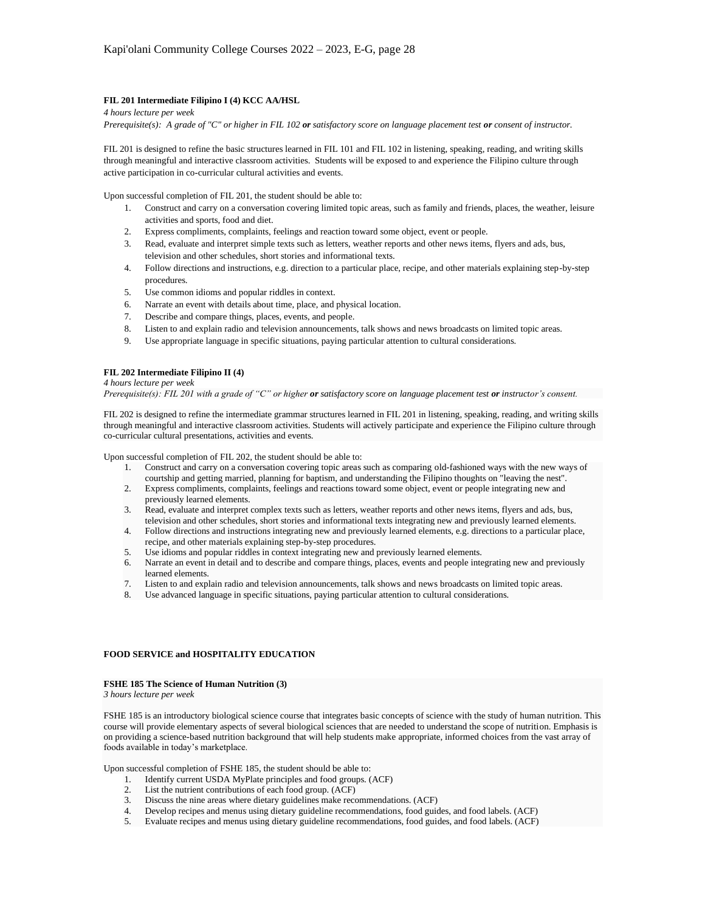**FIL 201 Intermediate Filipino I (4) KCC AA/HSL**

*4 hours lecture per week*

*Prerequisite(s): A grade of "C" or higher in FIL 102* ***or*** *satisfactory score on language placement test* ***or*** *consent of instructor.*

FIL 201 is designed to refine the basic structures learned in FIL 101 and FIL 102 in listening, speaking, reading, and writing skills through meaningful and interactive classroom activities. Students will be exposed to and experience the Filipino culture through active participation in co-curricular cultural activities and events.

Upon successful completion of FIL 201, the student should be able to:

1. Construct and carry on a conversation covering limited topic areas, such as family and friends, places, the weather, leisure activities and sports, food and diet.
2. Express compliments, complaints, feelings and reaction toward some object, event or people.
3. Read, evaluate and interpret simple texts such as letters, weather reports and other news items, flyers and ads, bus, television and other schedules, short stories and informational texts.
4. Follow directions and instructions, e.g. direction to a particular place, recipe, and other materials explaining step-by-step procedures.
5. Use common idioms and popular riddles in context.
6. Narrate an event with details about time, place, and physical location.
7. Describe and compare things, places, events, and people.
8. Listen to and explain radio and television announcements, talk shows and news broadcasts on limited topic areas.
9. Use appropriate language in specific situations, paying particular attention to cultural considerations.

**FIL 202 Intermediate Filipino II (4)**

*4 hours lecture per week*

*Prerequisite(s): FIL 201 with a grade of "C" or higher* ***or*** *satisfactory score on language placement test* ***or*** *instructor's consent.*

FIL 202 is designed to refine the intermediate grammar structures learned in FIL 201 in listening, speaking, reading, and writing skills through meaningful and interactive classroom activities. Students will actively participate and experience the Filipino culture through co-curricular cultural presentations, activities and events.

Upon successful completion of FIL 202, the student should be able to:

1. Construct and carry on a conversation covering topic areas such as comparing old-fashioned ways with the new ways of courtship and getting married, planning for baptism, and understanding the Filipino thoughts on "leaving the nest".
2. Express compliments, complaints, feelings and reactions toward some object, event or people integrating new and previously learned elements.
3. Read, evaluate and interpret complex texts such as letters, weather reports and other news items, flyers and ads, bus, television and other schedules, short stories and informational texts integrating new and previously learned elements.
4. Follow directions and instructions integrating new and previously learned elements, e.g. directions to a particular place, recipe, and other materials explaining step-by-step procedures.
5. Use idioms and popular riddles in context integrating new and previously learned elements.
6. Narrate an event in detail and to describe and compare things, places, events and people integrating new and previously learned elements.
7. Listen to and explain radio and television announcements, talk shows and news broadcasts on limited topic areas.
8. Use advanced language in specific situations, paying particular attention to cultural considerations.

## FOOD SERVICE and HOSPITALITY EDUCATION

**FSHE 185 The Science of Human Nutrition (3)**

*3 hours lecture per week*

FSHE 185 is an introductory biological science course that integrates basic concepts of science with the study of human nutrition. This course will provide elementary aspects of several biological sciences that are needed to understand the scope of nutrition. Emphasis is on providing a science-based nutrition background that will help students make appropriate, informed choices from the vast array of foods available in today's marketplace.

Upon successful completion of FSHE 185, the student should be able to:

1. Identify current USDA MyPlate principles and food groups. (ACF)
2. List the nutrient contributions of each food group. (ACF)
3. Discuss the nine areas where dietary guidelines make recommendations. (ACF)
4. Develop recipes and menus using dietary guideline recommendations, food guides, and food labels. (ACF)
5. Evaluate recipes and menus using dietary guideline recommendations, food guides, and food labels. (ACF)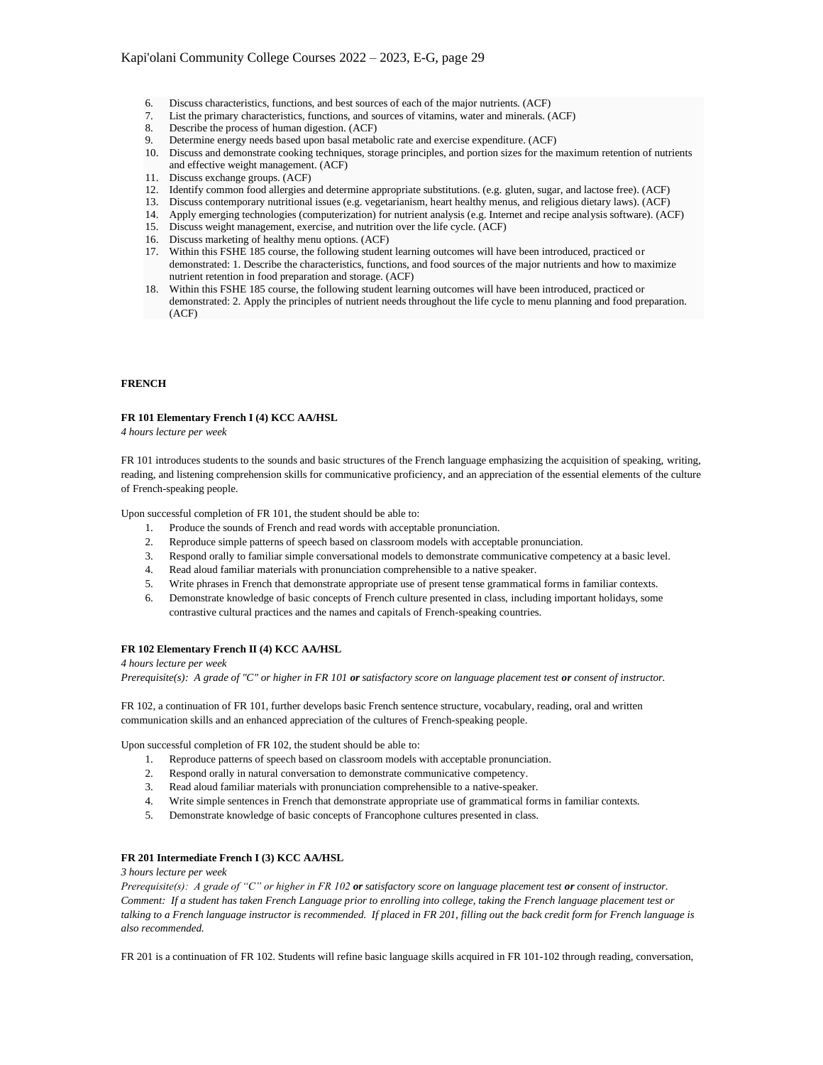6. Discuss characteristics, functions, and best sources of each of the major nutrients. (ACF)
7. List the primary characteristics, functions, and sources of vitamins, water and minerals. (ACF)
8. Describe the process of human digestion. (ACF)
9. Determine energy needs based upon basal metabolic rate and exercise expenditure. (ACF)
10. Discuss and demonstrate cooking techniques, storage principles, and portion sizes for the maximum retention of nutrients and effective weight management. (ACF)
11. Discuss exchange groups. (ACF)
12. Identify common food allergies and determine appropriate substitutions. (e.g. gluten, sugar, and lactose free). (ACF)
13. Discuss contemporary nutritional issues (e.g. vegetarianism, heart healthy menus, and religious dietary laws). (ACF)
14. Apply emerging technologies (computerization) for nutrient analysis (e.g. Internet and recipe analysis software). (ACF)
15. Discuss weight management, exercise, and nutrition over the life cycle. (ACF)
16. Discuss marketing of healthy menu options. (ACF)
17. Within this FSHE 185 course, the following student learning outcomes will have been introduced, practiced or demonstrated: 1. Describe the characteristics, functions, and food sources of the major nutrients and how to maximize nutrient retention in food preparation and storage. (ACF)
18. Within this FSHE 185 course, the following student learning outcomes will have been introduced, practiced or demonstrated: 2. Apply the principles of nutrient needs throughout the life cycle to menu planning and food preparation. (ACF)

## FRENCH

### FR 101 Elementary French I (4) KCC AA/HSL

*4 hours lecture per week*

FR 101 introduces students to the sounds and basic structures of the French language emphasizing the acquisition of speaking, writing, reading, and listening comprehension skills for communicative proficiency, and an appreciation of the essential elements of the culture of French-speaking people.

Upon successful completion of FR 101, the student should be able to:

1. Produce the sounds of French and read words with acceptable pronunciation.
2. Reproduce simple patterns of speech based on classroom models with acceptable pronunciation.
3. Respond orally to familiar simple conversational models to demonstrate communicative competency at a basic level.
4. Read aloud familiar materials with pronunciation comprehensible to a native speaker.
5. Write phrases in French that demonstrate appropriate use of present tense grammatical forms in familiar contexts.
6. Demonstrate knowledge of basic concepts of French culture presented in class, including important holidays, some contrastive cultural practices and the names and capitals of French-speaking countries.

### FR 102 Elementary French II (4) KCC AA/HSL

*4 hours lecture per week*
*Prerequisite(s): A grade of "C" or higher in FR 101* ***or*** *satisfactory score on language placement test* ***or*** *consent of instructor.*

FR 102, a continuation of FR 101, further develops basic French sentence structure, vocabulary, reading, oral and written communication skills and an enhanced appreciation of the cultures of French-speaking people.

Upon successful completion of FR 102, the student should be able to:

1. Reproduce patterns of speech based on classroom models with acceptable pronunciation.
2. Respond orally in natural conversation to demonstrate communicative competency.
3. Read aloud familiar materials with pronunciation comprehensible to a native-speaker.
4. Write simple sentences in French that demonstrate appropriate use of grammatical forms in familiar contexts.
5. Demonstrate knowledge of basic concepts of Francophone cultures presented in class.

### FR 201 Intermediate French I (3) KCC AA/HSL

*3 hours lecture per week*
*Prerequisite(s): A grade of "C" or higher in FR 102* ***or*** *satisfactory score on language placement test* ***or*** *consent of instructor.*
*Comment: If a student has taken French Language prior to enrolling into college, taking the French language placement test or talking to a French language instructor is recommended. If placed in FR 201, filling out the back credit form for French language is also recommended.*

FR 201 is a continuation of FR 102. Students will refine basic language skills acquired in FR 101-102 through reading, conversation,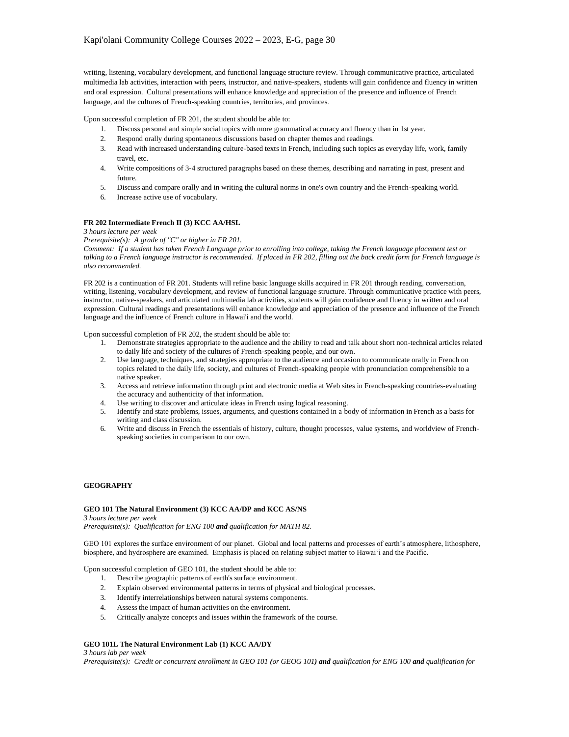writing, listening, vocabulary development, and functional language structure review. Through communicative practice, articulated multimedia lab activities, interaction with peers, instructor, and native-speakers, students will gain confidence and fluency in written and oral expression. Cultural presentations will enhance knowledge and appreciation of the presence and influence of French language, and the cultures of French-speaking countries, territories, and provinces.

Upon successful completion of FR 201, the student should be able to:

1. Discuss personal and simple social topics with more grammatical accuracy and fluency than in 1st year.
2. Respond orally during spontaneous discussions based on chapter themes and readings.
3. Read with increased understanding culture-based texts in French, including such topics as everyday life, work, family travel, etc.
4. Write compositions of 3-4 structured paragraphs based on these themes, describing and narrating in past, present and future.
5. Discuss and compare orally and in writing the cultural norms in one's own country and the French-speaking world.
6. Increase active use of vocabulary.

**FR 202 Intermediate French II (3) KCC AA/HSL**

*3 hours lecture per week*

*Prerequisite(s): A grade of "C" or higher in FR 201.*

*Comment: If a student has taken French Language prior to enrolling into college, taking the French language placement test or talking to a French language instructor is recommended. If placed in FR 202, filling out the back credit form for French language is also recommended.*

FR 202 is a continuation of FR 201. Students will refine basic language skills acquired in FR 201 through reading, conversation, writing, listening, vocabulary development, and review of functional language structure. Through communicative practice with peers, instructor, native-speakers, and articulated multimedia lab activities, students will gain confidence and fluency in written and oral expression. Cultural readings and presentations will enhance knowledge and appreciation of the presence and influence of the French language and the influence of French culture in Hawai'i and the world.

Upon successful completion of FR 202, the student should be able to:

1. Demonstrate strategies appropriate to the audience and the ability to read and talk about short non-technical articles related to daily life and society of the cultures of French-speaking people, and our own.
2. Use language, techniques, and strategies appropriate to the audience and occasion to communicate orally in French on topics related to the daily life, society, and cultures of French-speaking people with pronunciation comprehensible to a native speaker.
3. Access and retrieve information through print and electronic media at Web sites in French-speaking countries-evaluating the accuracy and authenticity of that information.
4. Use writing to discover and articulate ideas in French using logical reasoning.
5. Identify and state problems, issues, arguments, and questions contained in a body of information in French as a basis for writing and class discussion.
6. Write and discuss in French the essentials of history, culture, thought processes, value systems, and worldview of French-speaking societies in comparison to our own.

**GEOGRAPHY**

**GEO 101 The Natural Environment (3) KCC AA/DP and KCC AS/NS**

*3 hours lecture per week*

*Prerequisite(s): Qualification for ENG 100 **and** qualification for MATH 82.*

GEO 101 explores the surface environment of our planet. Global and local patterns and processes of earth's atmosphere, lithosphere, biosphere, and hydrosphere are examined. Emphasis is placed on relating subject matter to Hawai'i and the Pacific.

Upon successful completion of GEO 101, the student should be able to:

1. Describe geographic patterns of earth's surface environment.
2. Explain observed environmental patterns in terms of physical and biological processes.
3. Identify interrelationships between natural systems components.
4. Assess the impact of human activities on the environment.
5. Critically analyze concepts and issues within the framework of the course.

**GEO 101L The Natural Environment Lab (1) KCC AA/DY**

*3 hours lab per week*

*Prerequisite(s): Credit or concurrent enrollment in GEO 101 **(**or GEOG 101**) and** qualification for ENG 100 **and** qualification for*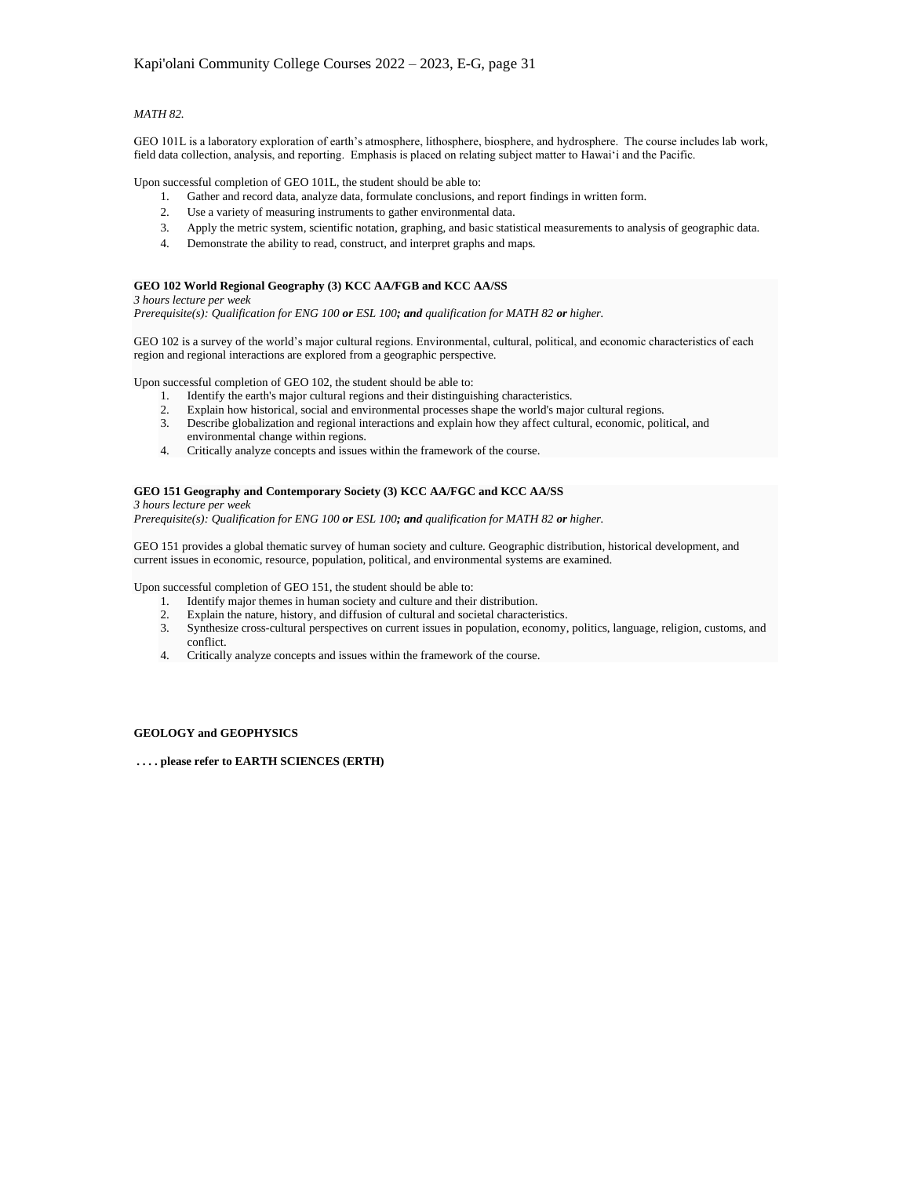*MATH 82.*

GEO 101L is a laboratory exploration of earth's atmosphere, lithosphere, biosphere, and hydrosphere. The course includes lab work, field data collection, analysis, and reporting. Emphasis is placed on relating subject matter to Hawaiʻi and the Pacific.

Upon successful completion of GEO 101L, the student should be able to:

1. Gather and record data, analyze data, formulate conclusions, and report findings in written form.
2. Use a variety of measuring instruments to gather environmental data.
3. Apply the metric system, scientific notation, graphing, and basic statistical measurements to analysis of geographic data.
4. Demonstrate the ability to read, construct, and interpret graphs and maps.

**GEO 102 World Regional Geography (3) KCC AA/FGB and KCC AA/SS**
*3 hours lecture per week*
*Prerequisite(s): Qualification for ENG 100* ***or*** *ESL 100****; and*** *qualification for MATH 82* ***or*** *higher.*

GEO 102 is a survey of the world's major cultural regions. Environmental, cultural, political, and economic characteristics of each region and regional interactions are explored from a geographic perspective.

Upon successful completion of GEO 102, the student should be able to:

1. Identify the earth's major cultural regions and their distinguishing characteristics.
2. Explain how historical, social and environmental processes shape the world's major cultural regions.
3. Describe globalization and regional interactions and explain how they affect cultural, economic, political, and environmental change within regions.
4. Critically analyze concepts and issues within the framework of the course.

**GEO 151 Geography and Contemporary Society (3) KCC AA/FGC and KCC AA/SS**
*3 hours lecture per week*
*Prerequisite(s): Qualification for ENG 100* ***or*** *ESL 100****; and*** *qualification for MATH 82* ***or*** *higher.*

GEO 151 provides a global thematic survey of human society and culture. Geographic distribution, historical development, and current issues in economic, resource, population, political, and environmental systems are examined.

Upon successful completion of GEO 151, the student should be able to:

1. Identify major themes in human society and culture and their distribution.
2. Explain the nature, history, and diffusion of cultural and societal characteristics.
3. Synthesize cross-cultural perspectives on current issues in population, economy, politics, language, religion, customs, and conflict.
4. Critically analyze concepts and issues within the framework of the course.

**GEOLOGY and GEOPHYSICS**

**. . . . please refer to EARTH SCIENCES (ERTH)**